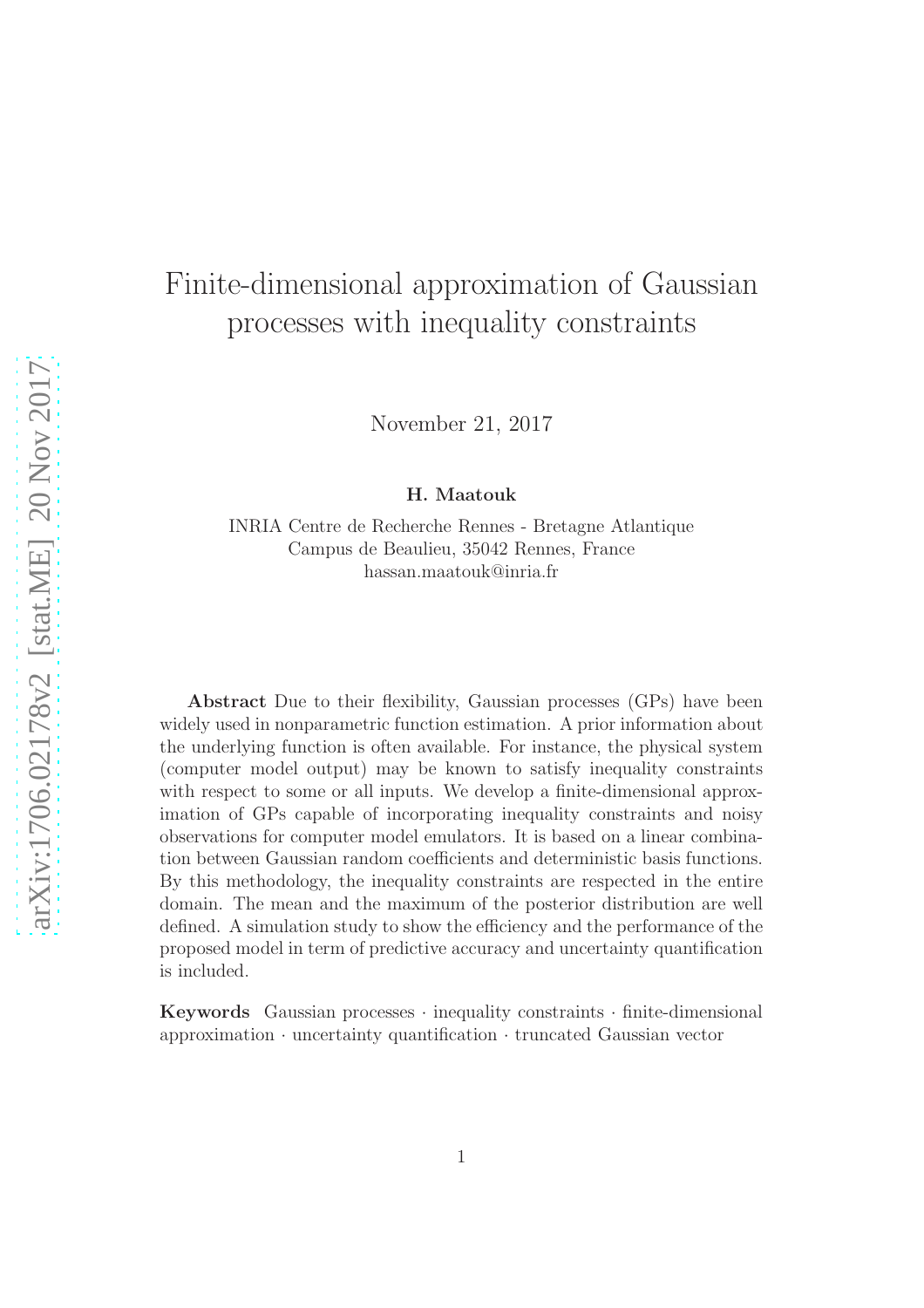# Finite-dimensional approximation of Gaussian processes with inequality constraints

November 21, 2017

**H. Maatouk**

INRIA Centre de Recherche Rennes - Bretagne Atlantique
Campus de Beaulieu, 35042 Rennes, France
hassan.maatouk@inria.fr

**Abstract** Due to their flexibility, Gaussian processes (GPs) have been widely used in nonparametric function estimation. A prior information about the underlying function is often available. For instance, the physical system (computer model output) may be known to satisfy inequality constraints with respect to some or all inputs. We develop a finite-dimensional approximation of GPs capable of incorporating inequality constraints and noisy observations for computer model emulators. It is based on a linear combination between Gaussian random coefficients and deterministic basis functions. By this methodology, the inequality constraints are respected in the entire domain. The mean and the maximum of the posterior distribution are well defined. A simulation study to show the efficiency and the performance of the proposed model in term of predictive accuracy and uncertainty quantification is included.

**Keywords** Gaussian processes · inequality constraints · finite-dimensional approximation · uncertainty quantification · truncated Gaussian vector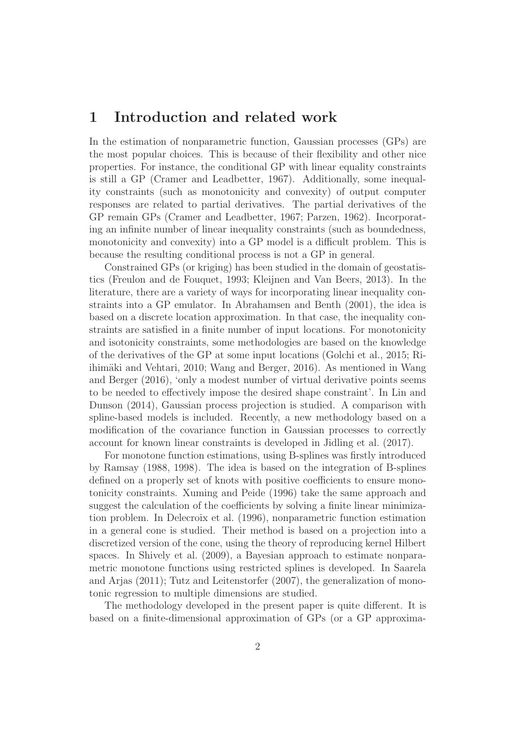# 1 Introduction and related work

In the estimation of nonparametric function, Gaussian processes (GPs) are the most popular choices. This is because of their flexibility and other nice properties. For instance, the conditional GP with linear equality constraints is still a GP (Cramer and Leadbetter, 1967). Additionally, some inequality constraints (such as monotonicity and convexity) of output computer responses are related to partial derivatives. The partial derivatives of the GP remain GPs (Cramer and Leadbetter, 1967; Parzen, 1962). Incorporating an infinite number of linear inequality constraints (such as boundedness, monotonicity and convexity) into a GP model is a difficult problem. This is because the resulting conditional process is not a GP in general.

Constrained GPs (or kriging) has been studied in the domain of geostatistics (Freulon and de Fouquet, 1993; Kleijnen and Van Beers, 2013). In the literature, there are a variety of ways for incorporating linear inequality constraints into a GP emulator. In Abrahamsen and Benth (2001), the idea is based on a discrete location approximation. In that case, the inequality constraints are satisfied in a finite number of input locations. For monotonicity and isotonicity constraints, some methodologies are based on the knowledge of the derivatives of the GP at some input locations (Golchi et al., 2015; Riihimäki and Vehtari, 2010; Wang and Berger, 2016). As mentioned in Wang and Berger (2016), 'only a modest number of virtual derivative points seems to be needed to effectively impose the desired shape constraint'. In Lin and Dunson (2014), Gaussian process projection is studied. A comparison with spline-based models is included. Recently, a new methodology based on a modification of the covariance function in Gaussian processes to correctly account for known linear constraints is developed in Jidling et al. (2017).

For monotone function estimations, using B-splines was firstly introduced by Ramsay (1988, 1998). The idea is based on the integration of B-splines defined on a properly set of knots with positive coefficients to ensure monotonicity constraints. Xuming and Peide (1996) take the same approach and suggest the calculation of the coefficients by solving a finite linear minimization problem. In Delecroix et al. (1996), nonparametric function estimation in a general cone is studied. Their method is based on a projection into a discretized version of the cone, using the theory of reproducing kernel Hilbert spaces. In Shively et al. (2009), a Bayesian approach to estimate nonparametric monotone functions using restricted splines is developed. In Saarela and Arjas (2011); Tutz and Leitenstorfer (2007), the generalization of monotonic regression to multiple dimensions are studied.

The methodology developed in the present paper is quite different. It is based on a finite-dimensional approximation of GPs (or a GP approxima-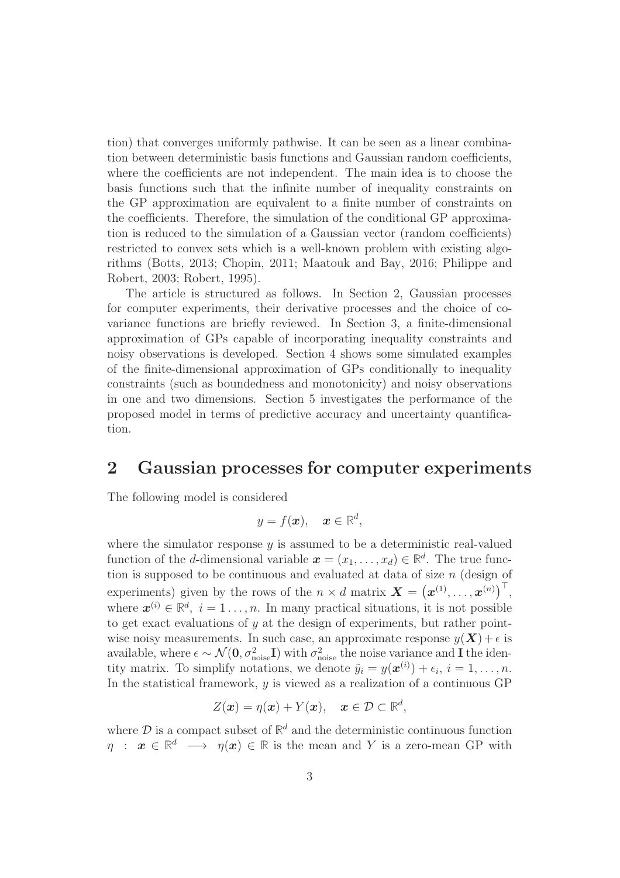tion) that converges uniformly pathwise. It can be seen as a linear combination between deterministic basis functions and Gaussian random coefficients, where the coefficients are not independent. The main idea is to choose the basis functions such that the infinite number of inequality constraints on the GP approximation are equivalent to a finite number of constraints on the coefficients. Therefore, the simulation of the conditional GP approximation is reduced to the simulation of a Gaussian vector (random coefficients) restricted to convex sets which is a well-known problem with existing algorithms (Botts, 2013; Chopin, 2011; Maatouk and Bay, 2016; Philippe and Robert, 2003; Robert, 1995).

The article is structured as follows. In Section 2, Gaussian processes for computer experiments, their derivative processes and the choice of covariance functions are briefly reviewed. In Section 3, a finite-dimensional approximation of GPs capable of incorporating inequality constraints and noisy observations is developed. Section 4 shows some simulated examples of the finite-dimensional approximation of GPs conditionally to inequality constraints (such as boundedness and monotonicity) and noisy observations in one and two dimensions. Section 5 investigates the performance of the proposed model in terms of predictive accuracy and uncertainty quantification.

## 2 Gaussian processes for computer experiments

The following model is considered

$$y = f(\boldsymbol{x}), \quad \boldsymbol{x} \in \mathbb{R}^d,$$

where the simulator response $y$ is assumed to be a deterministic real-valued function of the $d$-dimensional variable $\boldsymbol{x} = (x_1, \ldots, x_d) \in \mathbb{R}^d$. The true function is supposed to be continuous and evaluated at data of size $n$ (design of experiments) given by the rows of the $n \times d$ matrix $\boldsymbol{X} = \left(\boldsymbol{x}^{(1)}, \ldots, \boldsymbol{x}^{(n)}\right)^\top$, where $\boldsymbol{x}^{(i)} \in \mathbb{R}^d$, $i = 1 \ldots, n$. In many practical situations, it is not possible to get exact evaluations of $y$ at the design of experiments, but rather pointwise noisy measurements. In such case, an approximate response $y(\boldsymbol{X}) + \epsilon$ is available, where $\epsilon \sim \mathcal{N}(\boldsymbol{0}, \sigma^2_{\text{noise}}\mathbf{I})$ with $\sigma^2_{\text{noise}}$ the noise variance and $\mathbf{I}$ the identity matrix. To simplify notations, we denote $\tilde{y}_i = y(\boldsymbol{x}^{(i)}) + \epsilon_i$, $i = 1, \ldots, n$. In the statistical framework, $y$ is viewed as a realization of a continuous GP

$$Z(\boldsymbol{x}) = \eta(\boldsymbol{x}) + Y(\boldsymbol{x}), \quad \boldsymbol{x} \in \mathcal{D} \subset \mathbb{R}^d,$$

where $\mathcal{D}$ is a compact subset of $\mathbb{R}^d$ and the deterministic continuous function $\eta \;:\; \boldsymbol{x} \in \mathbb{R}^d \;\longrightarrow\; \eta(\boldsymbol{x}) \in \mathbb{R}$ is the mean and $Y$ is a zero-mean GP with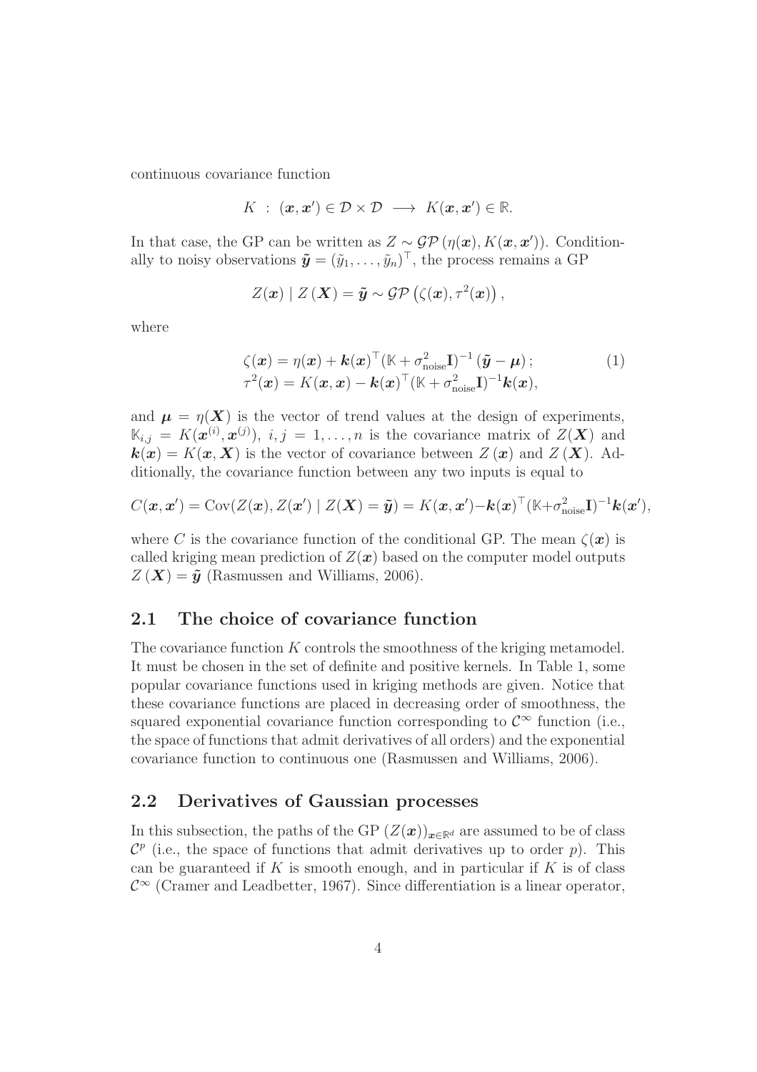continuous covariance function

$$K \ : \ (\boldsymbol{x}, \boldsymbol{x}') \in \mathcal{D} \times \mathcal{D} \ \longrightarrow \ K(\boldsymbol{x}, \boldsymbol{x}') \in \mathbb{R}.$$

In that case, the GP can be written as $Z \sim \mathcal{GP}\left(\eta(\boldsymbol{x}), K(\boldsymbol{x}, \boldsymbol{x}')\right)$. Conditionally to noisy observations $\tilde{\boldsymbol{y}} = (\tilde{y}_1, \ldots, \tilde{y}_n)^\top$, the process remains a GP

$$Z(\boldsymbol{x}) \mid Z\left(\boldsymbol{X}\right) = \tilde{\boldsymbol{y}} \sim \mathcal{GP}\left(\zeta(\boldsymbol{x}), \tau^2(\boldsymbol{x})\right),$$

where

$$\begin{aligned}
\zeta(\boldsymbol{x}) &= \eta(\boldsymbol{x}) + \boldsymbol{k}(\boldsymbol{x})^\top (\mathbb{K} + \sigma^2_{\text{noise}}\mathbf{I})^{-1}\left(\tilde{\boldsymbol{y}} - \boldsymbol{\mu}\right); \\
\tau^2(\boldsymbol{x}) &= K(\boldsymbol{x}, \boldsymbol{x}) - \boldsymbol{k}(\boldsymbol{x})^\top (\mathbb{K} + \sigma^2_{\text{noise}}\mathbf{I})^{-1}\boldsymbol{k}(\boldsymbol{x}),
\end{aligned} \tag{1}$$

and $\boldsymbol{\mu} = \eta(\boldsymbol{X})$ is the vector of trend values at the design of experiments, $\mathbb{K}_{i,j} = K(\boldsymbol{x}^{(i)}, \boldsymbol{x}^{(j)}),\ i,j = 1,\ldots,n$ is the covariance matrix of $Z(\boldsymbol{X})$ and $\boldsymbol{k}(\boldsymbol{x}) = K(\boldsymbol{x}, \boldsymbol{X})$ is the vector of covariance between $Z\left(\boldsymbol{x}\right)$ and $Z\left(\boldsymbol{X}\right)$. Additionally, the covariance function between any two inputs is equal to

$$C(\boldsymbol{x}, \boldsymbol{x}') = \text{Cov}(Z(\boldsymbol{x}), Z(\boldsymbol{x}') \mid Z(\boldsymbol{X}) = \tilde{\boldsymbol{y}}) = K(\boldsymbol{x}, \boldsymbol{x}') - \boldsymbol{k}(\boldsymbol{x})^\top (\mathbb{K} + \sigma^2_{\text{noise}}\mathbf{I})^{-1}\boldsymbol{k}(\boldsymbol{x}'),$$

where $C$ is the covariance function of the conditional GP. The mean $\zeta(\boldsymbol{x})$ is called kriging mean prediction of $Z(\boldsymbol{x})$ based on the computer model outputs $Z\left(\boldsymbol{X}\right) = \tilde{\boldsymbol{y}}$ (Rasmussen and Williams, 2006).

## 2.1 The choice of covariance function

The covariance function $K$ controls the smoothness of the kriging metamodel. It must be chosen in the set of definite and positive kernels. In Table 1, some popular covariance functions used in kriging methods are given. Notice that these covariance functions are placed in decreasing order of smoothness, the squared exponential covariance function corresponding to $\mathcal{C}^\infty$ function (i.e., the space of functions that admit derivatives of all orders) and the exponential covariance function to continuous one (Rasmussen and Williams, 2006).

## 2.2 Derivatives of Gaussian processes

In this subsection, the paths of the GP $(Z(\boldsymbol{x}))_{\boldsymbol{x} \in \mathbb{R}^d}$ are assumed to be of class $\mathcal{C}^p$ (i.e., the space of functions that admit derivatives up to order $p$). This can be guaranteed if $K$ is smooth enough, and in particular if $K$ is of class $\mathcal{C}^\infty$ (Cramer and Leadbetter, 1967). Since differentiation is a linear operator,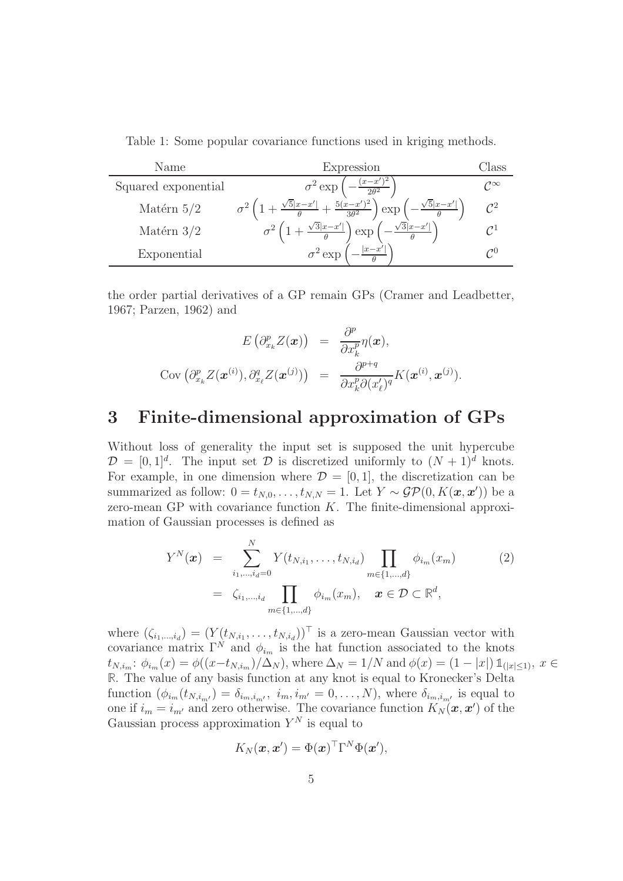Table 1: Some popular covariance functions used in kriging methods.

| Name | Expression | Class |
| --- | --- | --- |
| Squared exponential | $\sigma^2 \exp\left(-\frac{(x-x')^2}{2\theta^2}\right)$ | $\mathcal{C}^\infty$ |
| Matérn 5/2 | $\sigma^2 \left(1 + \frac{\sqrt{5}\lvert x-x'\rvert}{\theta} + \frac{5(x-x')^2}{3\theta^2}\right) \exp\left(-\frac{\sqrt{5}\lvert x-x'\rvert}{\theta}\right)$ | $\mathcal{C}^2$ |
| Matérn 3/2 | $\sigma^2 \left(1 + \frac{\sqrt{3}\lvert x-x'\rvert}{\theta}\right) \exp\left(-\frac{\sqrt{3}\lvert x-x'\rvert}{\theta}\right)$ | $\mathcal{C}^1$ |
| Exponential | $\sigma^2 \exp\left(-\frac{\lvert x-x'\rvert}{\theta}\right)$ | $\mathcal{C}^0$ |

the order partial derivatives of a GP remain GPs (Cramer and Leadbetter, 1967; Parzen, 1962) and

$$
\begin{aligned}
E\left(\partial^p_{x_k} Z(\boldsymbol{x})\right) &= \frac{\partial^p}{\partial x_k^p} \eta(\boldsymbol{x}), \\
\text{Cov}\left(\partial^p_{x_k} Z(\boldsymbol{x}^{(i)}), \partial^q_{x_\ell} Z(\boldsymbol{x}^{(j)})\right) &= \frac{\partial^{p+q}}{\partial x_k^p \partial (x'_\ell)^q} K(\boldsymbol{x}^{(i)}, \boldsymbol{x}^{(j)}).
\end{aligned}
$$

# 3 Finite-dimensional approximation of GPs

Without loss of generality the input set is supposed the unit hypercube $\mathcal{D} = [0,1]^d$. The input set $\mathcal{D}$ is discretized uniformly to $(N+1)^d$ knots. For example, in one dimension where $\mathcal{D} = [0,1]$, the discretization can be summarized as follow: $0 = t_{N,0}, \ldots, t_{N,N} = 1$. Let $Y \sim \mathcal{GP}(0, K(\boldsymbol{x}, \boldsymbol{x}'))$ be a zero-mean GP with covariance function $K$. The finite-dimensional approximation of Gaussian processes is defined as

$$
\begin{aligned}
Y^N(\boldsymbol{x}) &= \sum_{i_1,\ldots,i_d=0}^{N} Y(t_{N,i_1}, \ldots, t_{N,i_d}) \prod_{m \in \{1,\ldots,d\}} \phi_{i_m}(x_m) \qquad (2) \\
&= \zeta_{i_1,\ldots,i_d} \prod_{m \in \{1,\ldots,d\}} \phi_{i_m}(x_m), \quad \boldsymbol{x} \in \mathcal{D} \subset \mathbb{R}^d,
\end{aligned}
$$

where $(\zeta_{i_1,\ldots,i_d}) = (Y(t_{N,i_1}, \ldots, t_{N,i_d}))^\top$ is a zero-mean Gaussian vector with covariance matrix $\Gamma^N$ and $\phi_{i_m}$ is the hat function associated to the knots $t_{N,i_m}$: $\phi_{i_m}(x) = \phi((x - t_{N,i_m})/\Delta_N)$, where $\Delta_N = 1/N$ and $\phi(x) = (1 - |x|)\,\mathbb{1}_{(|x| \le 1)}$, $x \in \mathbb{R}$. The value of any basis function at any knot is equal to Kronecker's Delta function $(\phi_{i_m}(t_{N,i_{m'}}) = \delta_{i_m,i_{m'}},\ i_m, i_{m'} = 0, \ldots, N)$, where $\delta_{i_m,i_{m'}}$ is equal to one if $i_m = i_{m'}$ and zero otherwise. The covariance function $K_N(\boldsymbol{x}, \boldsymbol{x}')$ of the Gaussian process approximation $Y^N$ is equal to

$$
K_N(\boldsymbol{x}, \boldsymbol{x}') = \Phi(\boldsymbol{x})^\top \Gamma^N \Phi(\boldsymbol{x}'),
$$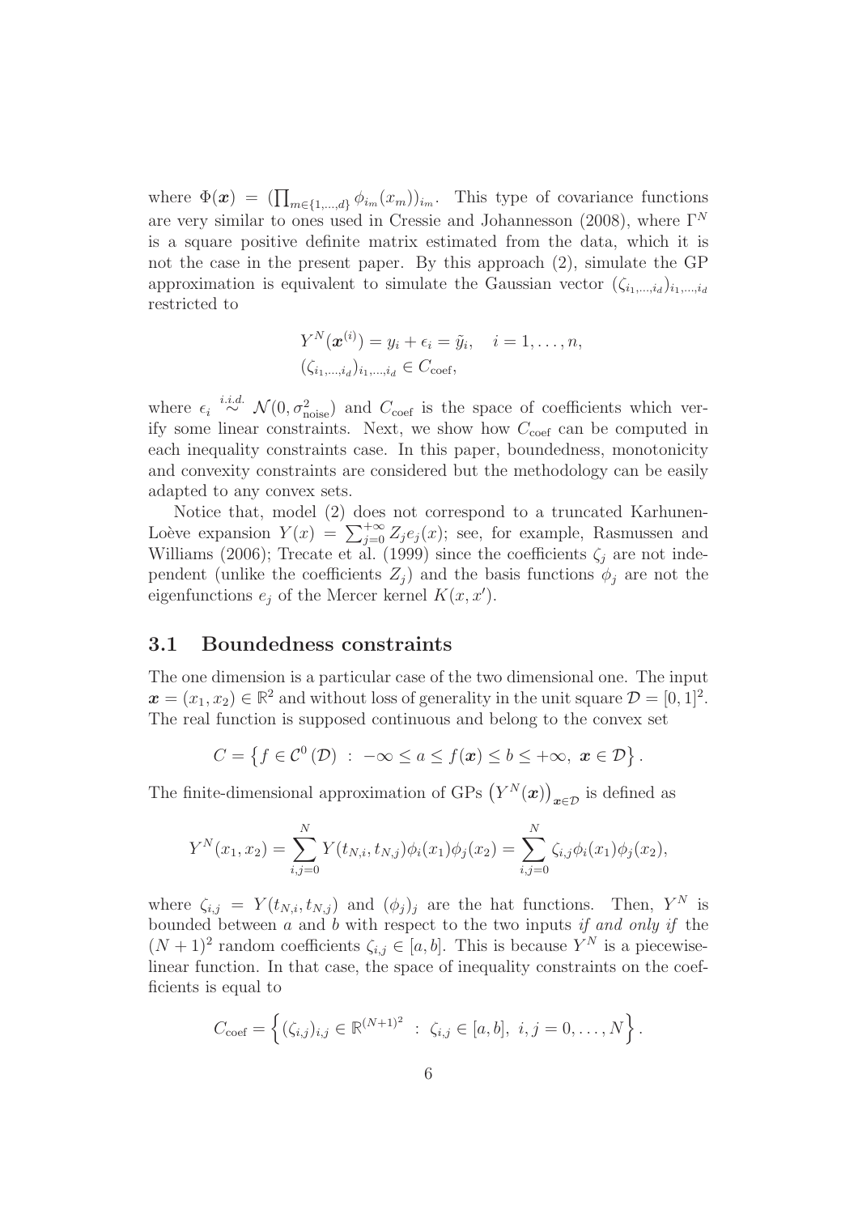where $\Phi(\boldsymbol{x}) = (\prod_{m\in\{1,\ldots,d\}} \phi_{i_m}(x_m))_{i_m}$. This type of covariance functions are very similar to ones used in Cressie and Johannesson (2008), where $\Gamma^N$ is a square positive definite matrix estimated from the data, which it is not the case in the present paper. By this approach (2), simulate the GP approximation is equivalent to simulate the Gaussian vector $(\zeta_{i_1,\ldots,i_d})_{i_1,\ldots,i_d}$ restricted to

$$
\begin{aligned}
&Y^N(\boldsymbol{x}^{(i)}) = y_i + \epsilon_i = \tilde{y}_i, \quad i = 1, \ldots, n, \\
&(\zeta_{i_1,\ldots,i_d})_{i_1,\ldots,i_d} \in C_{\text{coef}},
\end{aligned}
$$

where $\epsilon_i \overset{i.i.d.}{\sim} \mathcal{N}(0, \sigma^2_{\text{noise}})$ and $C_{\text{coef}}$ is the space of coefficients which verify some linear constraints. Next, we show how $C_{\text{coef}}$ can be computed in each inequality constraints case. In this paper, boundedness, monotonicity and convexity constraints are considered but the methodology can be easily adapted to any convex sets.

Notice that, model (2) does not correspond to a truncated Karhunen-Loève expansion $Y(x) = \sum_{j=0}^{+\infty} Z_j e_j(x)$; see, for example, Rasmussen and Williams (2006); Trecate et al. (1999) since the coefficients $\zeta_j$ are not independent (unlike the coefficients $Z_j$) and the basis functions $\phi_j$ are not the eigenfunctions $e_j$ of the Mercer kernel $K(x, x')$.

### 3.1 Boundedness constraints

The one dimension is a particular case of the two dimensional one. The input $\boldsymbol{x} = (x_1, x_2) \in \mathbb{R}^2$ and without loss of generality in the unit square $\mathcal{D} = [0, 1]^2$. The real function is supposed continuous and belong to the convex set

$$
C = \left\{ f \in \mathcal{C}^0(\mathcal{D}) \ : \ -\infty \leq a \leq f(\boldsymbol{x}) \leq b \leq +\infty, \ \boldsymbol{x} \in \mathcal{D} \right\}.
$$

The finite-dimensional approximation of GPs $\left(Y^N(\boldsymbol{x})\right)_{\boldsymbol{x}\in\mathcal{D}}$ is defined as

$$
Y^N(x_1, x_2) = \sum_{i,j=0}^{N} Y(t_{N,i}, t_{N,j}) \phi_i(x_1) \phi_j(x_2) = \sum_{i,j=0}^{N} \zeta_{i,j} \phi_i(x_1) \phi_j(x_2),
$$

where $\zeta_{i,j} = Y(t_{N,i}, t_{N,j})$ and $(\phi_j)_j$ are the hat functions. Then, $Y^N$ is bounded between $a$ and $b$ with respect to the two inputs *if and only if* the $(N+1)^2$ random coefficients $\zeta_{i,j} \in [a, b]$. This is because $Y^N$ is a piecewise-linear function. In that case, the space of inequality constraints on the coefficients is equal to

$$
C_{\text{coef}} = \left\{ (\zeta_{i,j})_{i,j} \in \mathbb{R}^{(N+1)^2} \ : \ \zeta_{i,j} \in [a, b], \ i, j = 0, \ldots, N \right\}.
$$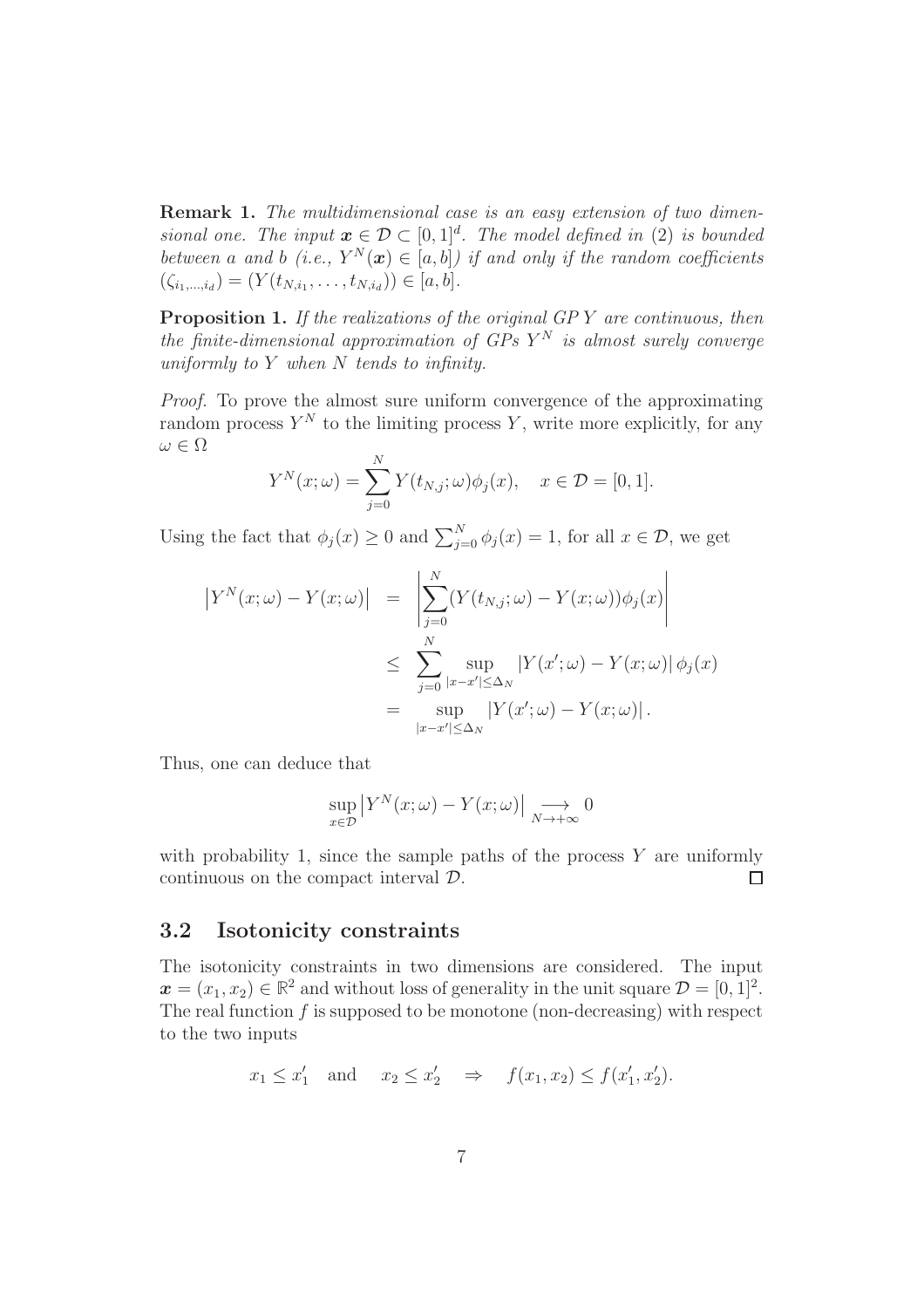**Remark 1.** *The multidimensional case is an easy extension of two dimensional one. The input $\boldsymbol{x} \in \mathcal{D} \subset [0,1]^d$. The model defined in (2) is bounded between a and b (i.e., $Y^N(\boldsymbol{x}) \in [a,b]$) if and only if the random coefficients $(\zeta_{i_1,\ldots,i_d}) = (Y(t_{N,i_1},\ldots,t_{N,i_d})) \in [a,b]$.*

**Proposition 1.** *If the realizations of the original GP $Y$ are continuous, then the finite-dimensional approximation of GPs $Y^N$ is almost surely converge uniformly to $Y$ when $N$ tends to infinity.*

*Proof.* To prove the almost sure uniform convergence of the approximating random process $Y^N$ to the limiting process $Y$, write more explicitly, for any $\omega \in \Omega$

$$Y^N(x;\omega) = \sum_{j=0}^{N} Y(t_{N,j};\omega)\phi_j(x), \quad x \in \mathcal{D} = [0,1].$$

Using the fact that $\phi_j(x) \geq 0$ and $\sum_{j=0}^{N} \phi_j(x) = 1$, for all $x \in \mathcal{D}$, we get

$$\begin{aligned}
\left|Y^N(x;\omega) - Y(x;\omega)\right| &= \left|\sum_{j=0}^{N}(Y(t_{N,j};\omega) - Y(x;\omega))\phi_j(x)\right| \\
&\leq \sum_{j=0}^{N} \sup_{|x-x'|\leq\Delta_N} |Y(x';\omega) - Y(x;\omega)|\,\phi_j(x) \\
&= \sup_{|x-x'|\leq\Delta_N} |Y(x';\omega) - Y(x;\omega)|\,.
\end{aligned}$$

Thus, one can deduce that

$$\sup_{x\in\mathcal{D}} \left|Y^N(x;\omega) - Y(x;\omega)\right| \underset{N\to+\infty}{\longrightarrow} 0$$

with probability 1, since the sample paths of the process $Y$ are uniformly continuous on the compact interval $\mathcal{D}$. □

## 3.2 Isotonicity constraints

The isotonicity constraints in two dimensions are considered. The input $\boldsymbol{x} = (x_1, x_2) \in \mathbb{R}^2$ and without loss of generality in the unit square $\mathcal{D} = [0,1]^2$. The real function $f$ is supposed to be monotone (non-decreasing) with respect to the two inputs

$$x_1 \leq x_1' \quad \text{and} \quad x_2 \leq x_2' \quad \Rightarrow \quad f(x_1, x_2) \leq f(x_1', x_2').$$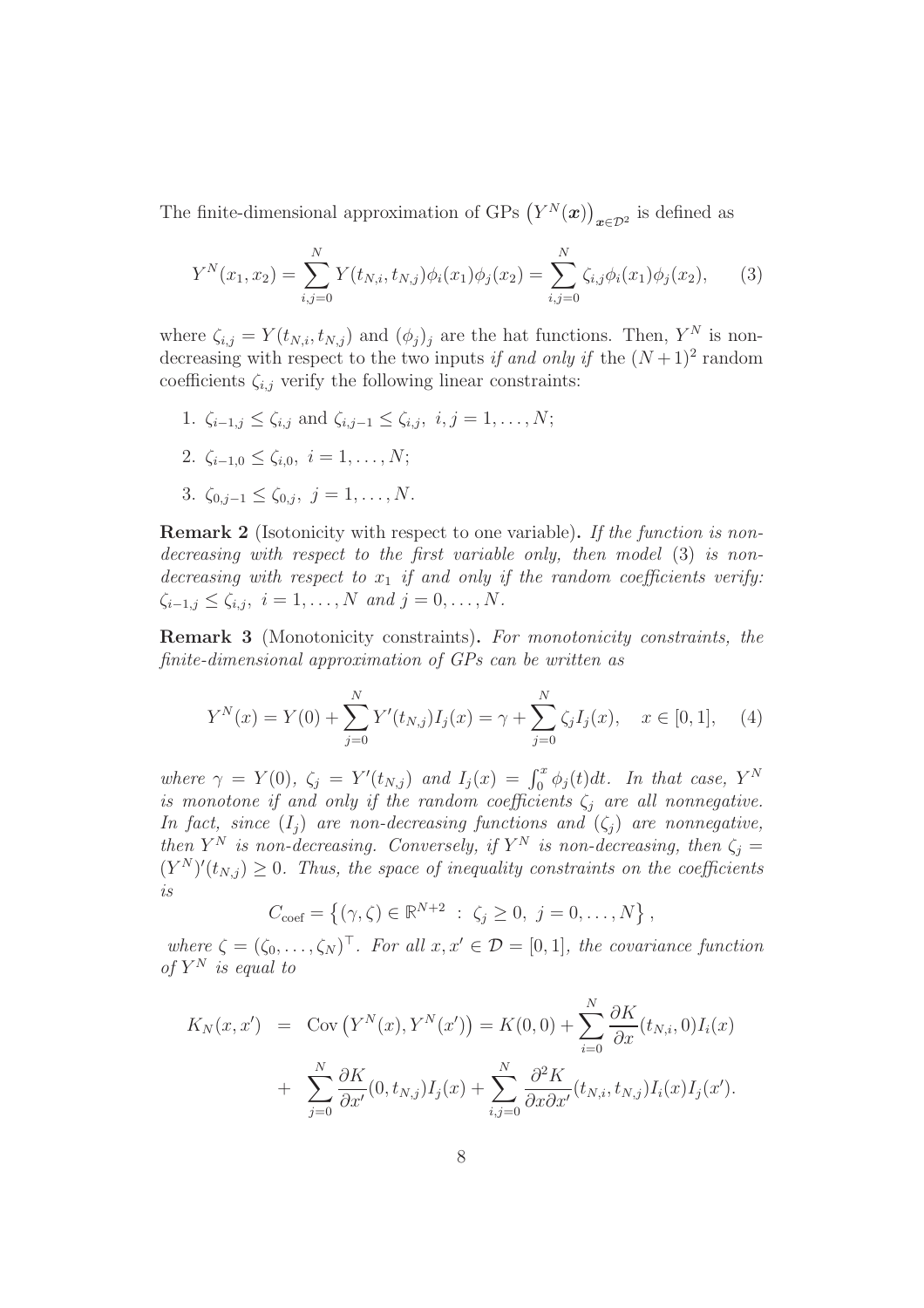The finite-dimensional approximation of GPs $\left(Y^N(\boldsymbol{x})\right)_{\boldsymbol{x}\in\mathcal{D}^2}$ is defined as

$$Y^N(x_1, x_2) = \sum_{i,j=0}^{N} Y(t_{N,i}, t_{N,j})\phi_i(x_1)\phi_j(x_2) = \sum_{i,j=0}^{N} \zeta_{i,j}\phi_i(x_1)\phi_j(x_2), \qquad (3)$$

where $\zeta_{i,j} = Y(t_{N,i}, t_{N,j})$ and $(\phi_j)_j$ are the hat functions. Then, $Y^N$ is non-decreasing with respect to the two inputs *if and only if* the $(N+1)^2$ random coefficients $\zeta_{i,j}$ verify the following linear constraints:

1. $\zeta_{i-1,j} \leq \zeta_{i,j}$ and $\zeta_{i,j-1} \leq \zeta_{i,j},\ i,j = 1, \ldots, N$;
2. $\zeta_{i-1,0} \leq \zeta_{i,0},\ i = 1, \ldots, N$;
3. $\zeta_{0,j-1} \leq \zeta_{0,j},\ j = 1, \ldots, N$.

**Remark 2** (Isotonicity with respect to one variable)**.** *If the function is non-decreasing with respect to the first variable only, then model* (3) *is non-decreasing with respect to $x_1$ if and only if the random coefficients verify: $\zeta_{i-1,j} \leq \zeta_{i,j},\ i = 1, \ldots, N$ and $j = 0, \ldots, N$.*

**Remark 3** (Monotonicity constraints)**.** *For monotonicity constraints, the finite-dimensional approximation of GPs can be written as*

$$Y^N(x) = Y(0) + \sum_{j=0}^{N} Y'(t_{N,j})I_j(x) = \gamma + \sum_{j=0}^{N} \zeta_j I_j(x), \quad x \in [0,1], \qquad (4)$$

*where $\gamma = Y(0)$, $\zeta_j = Y'(t_{N,j})$ and $I_j(x) = \int_0^x \phi_j(t)dt$. In that case, $Y^N$ is monotone if and only if the random coefficients $\zeta_j$ are all nonnegative. In fact, since $(I_j)$ are non-decreasing functions and $(\zeta_j)$ are nonnegative, then $Y^N$ is non-decreasing. Conversely, if $Y^N$ is non-decreasing, then $\zeta_j = (Y^N)'(t_{N,j}) \geq 0$. Thus, the space of inequality constraints on the coefficients is*

$$C_{\text{coef}} = \left\{(\gamma, \zeta) \in \mathbb{R}^{N+2} \ : \ \zeta_j \geq 0,\ j = 0, \ldots, N\right\},$$

*where $\zeta = (\zeta_0, \ldots, \zeta_N)^\top$. For all $x, x' \in \mathcal{D} = [0,1]$, the covariance function of $Y^N$ is equal to*

$$\begin{aligned} K_N(x, x') &= \operatorname{Cov}\left(Y^N(x), Y^N(x')\right) = K(0,0) + \sum_{i=0}^{N} \frac{\partial K}{\partial x}(t_{N,i}, 0)I_i(x) \\ &+ \sum_{j=0}^{N} \frac{\partial K}{\partial x'}(0, t_{N,j})I_j(x) + \sum_{i,j=0}^{N} \frac{\partial^2 K}{\partial x \partial x'}(t_{N,i}, t_{N,j})I_i(x)I_j(x'). \end{aligned}$$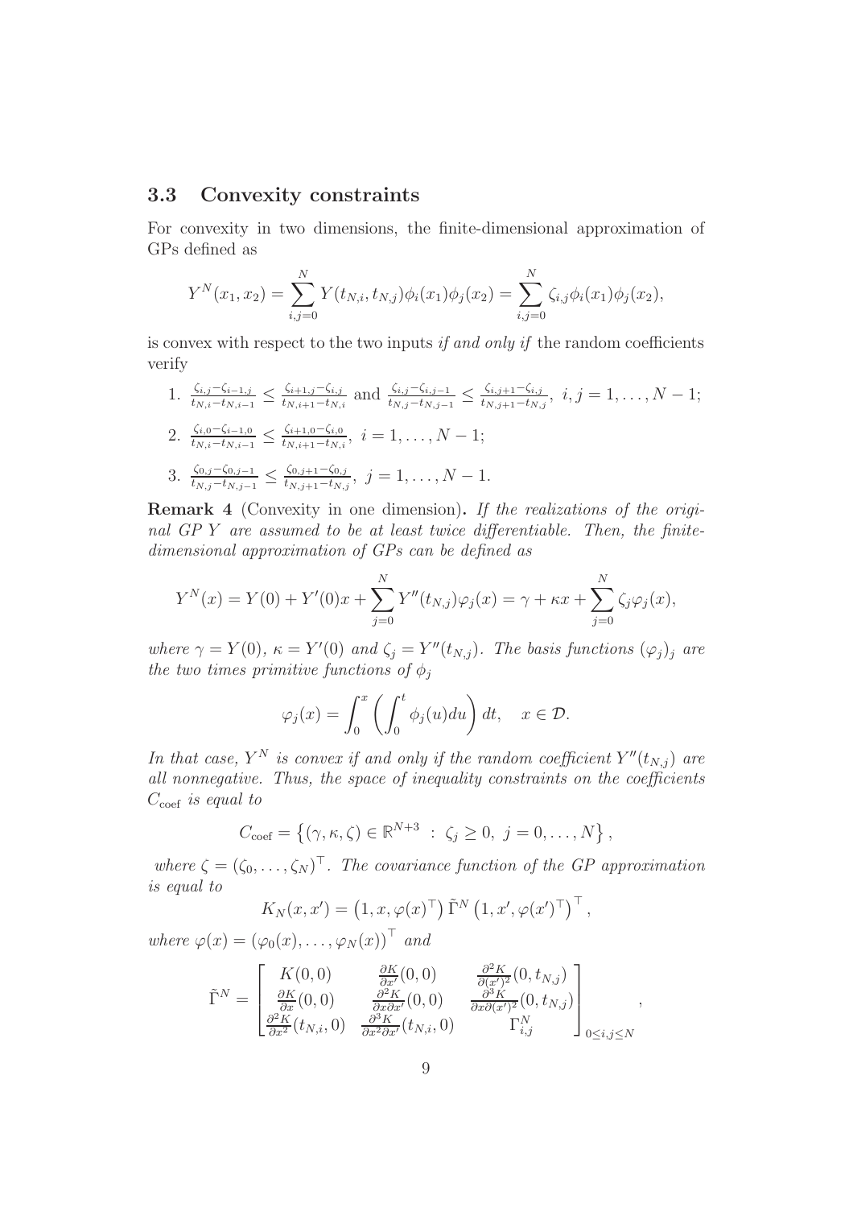### 3.3 Convexity constraints

For convexity in two dimensions, the finite-dimensional approximation of GPs defined as

$$Y^N(x_1, x_2) = \sum_{i,j=0}^{N} Y(t_{N,i}, t_{N,j})\phi_i(x_1)\phi_j(x_2) = \sum_{i,j=0}^{N} \zeta_{i,j}\phi_i(x_1)\phi_j(x_2),$$

is convex with respect to the two inputs *if and only if* the random coefficients verify

1. $\frac{\zeta_{i,j}-\zeta_{i-1,j}}{t_{N,i}-t_{N,i-1}} \leq \frac{\zeta_{i+1,j}-\zeta_{i,j}}{t_{N,i+1}-t_{N,i}}$ and $\frac{\zeta_{i,j}-\zeta_{i,j-1}}{t_{N,j}-t_{N,j-1}} \leq \frac{\zeta_{i,j+1}-\zeta_{i,j}}{t_{N,j+1}-t_{N,j}}$, $i, j = 1, \ldots, N-1$;
2. $\frac{\zeta_{i,0}-\zeta_{i-1,0}}{t_{N,i}-t_{N,i-1}} \leq \frac{\zeta_{i+1,0}-\zeta_{i,0}}{t_{N,i+1}-t_{N,i}}$, $i = 1, \ldots, N-1$;
3. $\frac{\zeta_{0,j}-\zeta_{0,j-1}}{t_{N,j}-t_{N,j-1}} \leq \frac{\zeta_{0,j+1}-\zeta_{0,j}}{t_{N,j+1}-t_{N,j}}$, $j = 1, \ldots, N-1$.

**Remark 4** (Convexity in one dimension)**.** *If the realizations of the original GP $Y$ are assumed to be at least twice differentiable. Then, the finite-dimensional approximation of GPs can be defined as*

$$Y^N(x) = Y(0) + Y'(0)x + \sum_{j=0}^{N} Y''(t_{N,j})\varphi_j(x) = \gamma + \kappa x + \sum_{j=0}^{N} \zeta_j\varphi_j(x),$$

*where $\gamma = Y(0)$, $\kappa = Y'(0)$ and $\zeta_j = Y''(t_{N,j})$. The basis functions $(\varphi_j)_j$ are the two times primitive functions of $\phi_j$*

$$\varphi_j(x) = \int_0^x \left( \int_0^t \phi_j(u)du \right) dt, \quad x \in \mathcal{D}.$$

*In that case, $Y^N$ is convex if and only if the random coefficient $Y''(t_{N,j})$ are all nonnegative. Thus, the space of inequality constraints on the coefficients $C_{\text{coef}}$ is equal to*

$$C_{\text{coef}} = \left\{ (\gamma, \kappa, \zeta) \in \mathbb{R}^{N+3} \ : \ \zeta_j \geq 0, \ j = 0, \ldots, N \right\},$$

*where $\zeta = (\zeta_0, \ldots, \zeta_N)^\top$. The covariance function of the GP approximation is equal to*

$$K_N(x, x') = \left(1, x, \varphi(x)^\top\right) \tilde{\Gamma}^N \left(1, x', \varphi(x')^\top\right)^\top,$$

*where $\varphi(x) = (\varphi_0(x), \ldots, \varphi_N(x))^\top$ and*

$$\tilde{\Gamma}^N = \begin{bmatrix} K(0,0) & \frac{\partial K}{\partial x'}(0,0) & \frac{\partial^2 K}{\partial (x')^2}(0, t_{N,j}) \\ \frac{\partial K}{\partial x}(0,0) & \frac{\partial^2 K}{\partial x \partial x'}(0,0) & \frac{\partial^3 K}{\partial x \partial (x')^2}(0, t_{N,j}) \\ \frac{\partial^2 K}{\partial x^2}(t_{N,i}, 0) & \frac{\partial^3 K}{\partial x^2 \partial x'}(t_{N,i}, 0) & \Gamma^N_{i,j} \end{bmatrix}_{0 \leq i,j \leq N},$$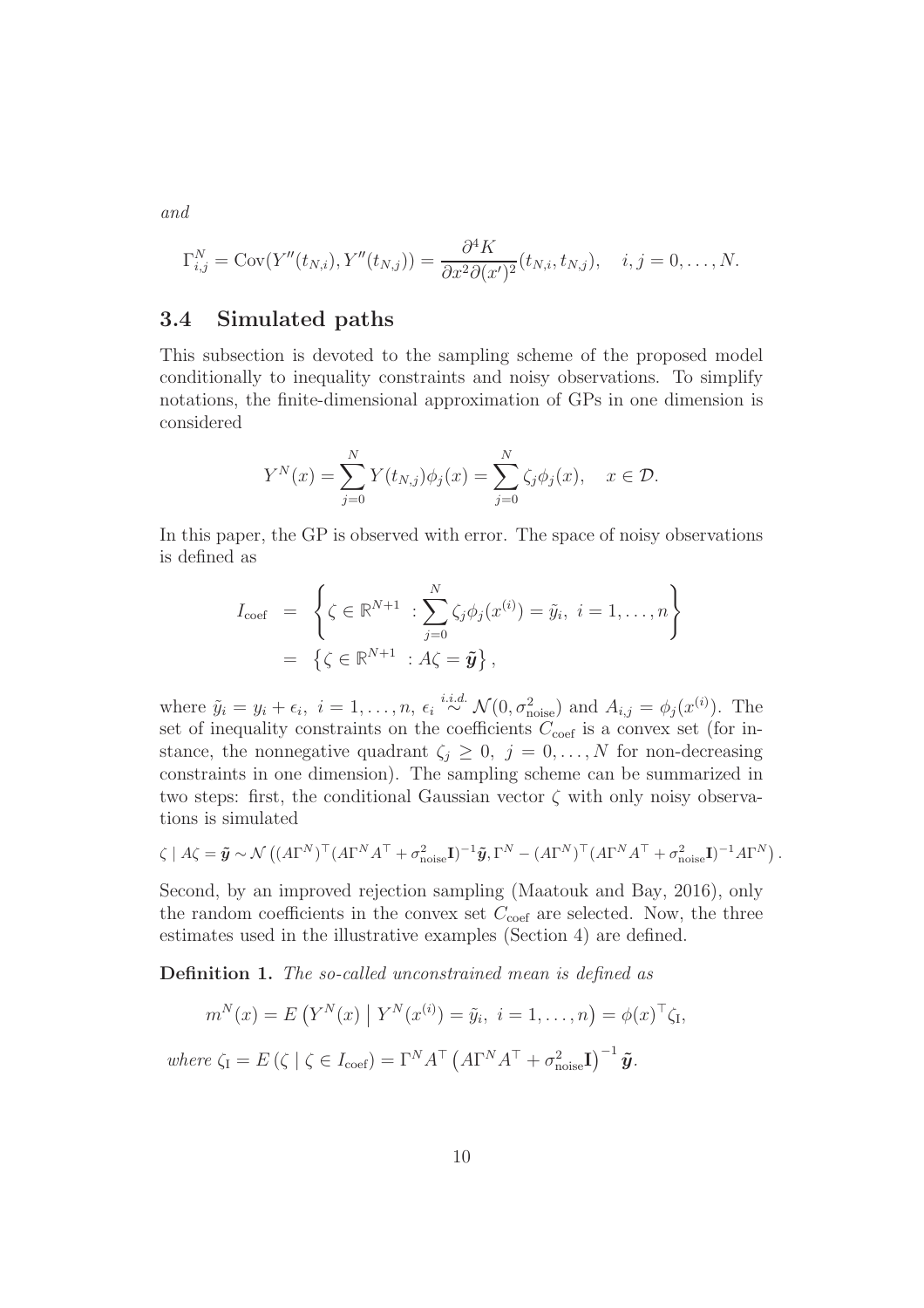*and*

$$\Gamma^N_{i,j} = \mathrm{Cov}(Y''(t_{N,i}), Y''(t_{N,j})) = \frac{\partial^4 K}{\partial x^2 \partial (x')^2}(t_{N,i}, t_{N,j}), \quad i, j = 0, \ldots, N.$$

### 3.4 Simulated paths

This subsection is devoted to the sampling scheme of the proposed model conditionally to inequality constraints and noisy observations. To simplify notations, the finite-dimensional approximation of GPs in one dimension is considered

$$Y^N(x) = \sum_{j=0}^{N} Y(t_{N,j})\phi_j(x) = \sum_{j=0}^{N} \zeta_j \phi_j(x), \quad x \in \mathcal{D}.$$

In this paper, the GP is observed with error. The space of noisy observations is defined as

$$\begin{aligned} I_{\text{coef}} &= \left\{ \zeta \in \mathbb{R}^{N+1} \ : \sum_{j=0}^{N} \zeta_j \phi_j(x^{(i)}) = \tilde{y}_i, \ i = 1, \ldots, n \right\} \\ &= \left\{ \zeta \in \mathbb{R}^{N+1} \ : A\zeta = \tilde{\boldsymbol{y}} \right\}, \end{aligned}$$

where $\tilde{y}_i = y_i + \epsilon_i, \ i = 1, \ldots, n, \ \epsilon_i \overset{i.i.d.}{\sim} \mathcal{N}(0, \sigma^2_{\text{noise}})$ and $A_{i,j} = \phi_j(x^{(i)})$. The set of inequality constraints on the coefficients $C_{\text{coef}}$ is a convex set (for instance, the nonnegative quadrant $\zeta_j \geq 0, \ j = 0, \ldots, N$ for non-decreasing constraints in one dimension). The sampling scheme can be summarized in two steps: first, the conditional Gaussian vector $\zeta$ with only noisy observations is simulated

$$\zeta \mid A\zeta = \tilde{\boldsymbol{y}} \sim \mathcal{N}\left((A\Gamma^N)^\top (A\Gamma^N A^\top + \sigma^2_{\text{noise}}\mathbf{I})^{-1}\tilde{\boldsymbol{y}}, \Gamma^N - (A\Gamma^N)^\top (A\Gamma^N A^\top + \sigma^2_{\text{noise}}\mathbf{I})^{-1} A\Gamma^N\right).$$

Second, by an improved rejection sampling (Maatouk and Bay, 2016), only the random coefficients in the convex set $C_{\text{coef}}$ are selected. Now, the three estimates used in the illustrative examples (Section 4) are defined.

**Definition 1.** *The so-called unconstrained mean is defined as*

$$m^N(x) = E\left(Y^N(x) \mid Y^N(x^{(i)}) = \tilde{y}_i, \ i = 1, \ldots, n\right) = \phi(x)^\top \zeta_{\mathrm{I}},$$

*where* $\zeta_{\mathrm{I}} = E\left(\zeta \mid \zeta \in I_{\text{coef}}\right) = \Gamma^N A^\top \left(A\Gamma^N A^\top + \sigma^2_{\text{noise}}\mathbf{I}\right)^{-1} \tilde{\boldsymbol{y}}$.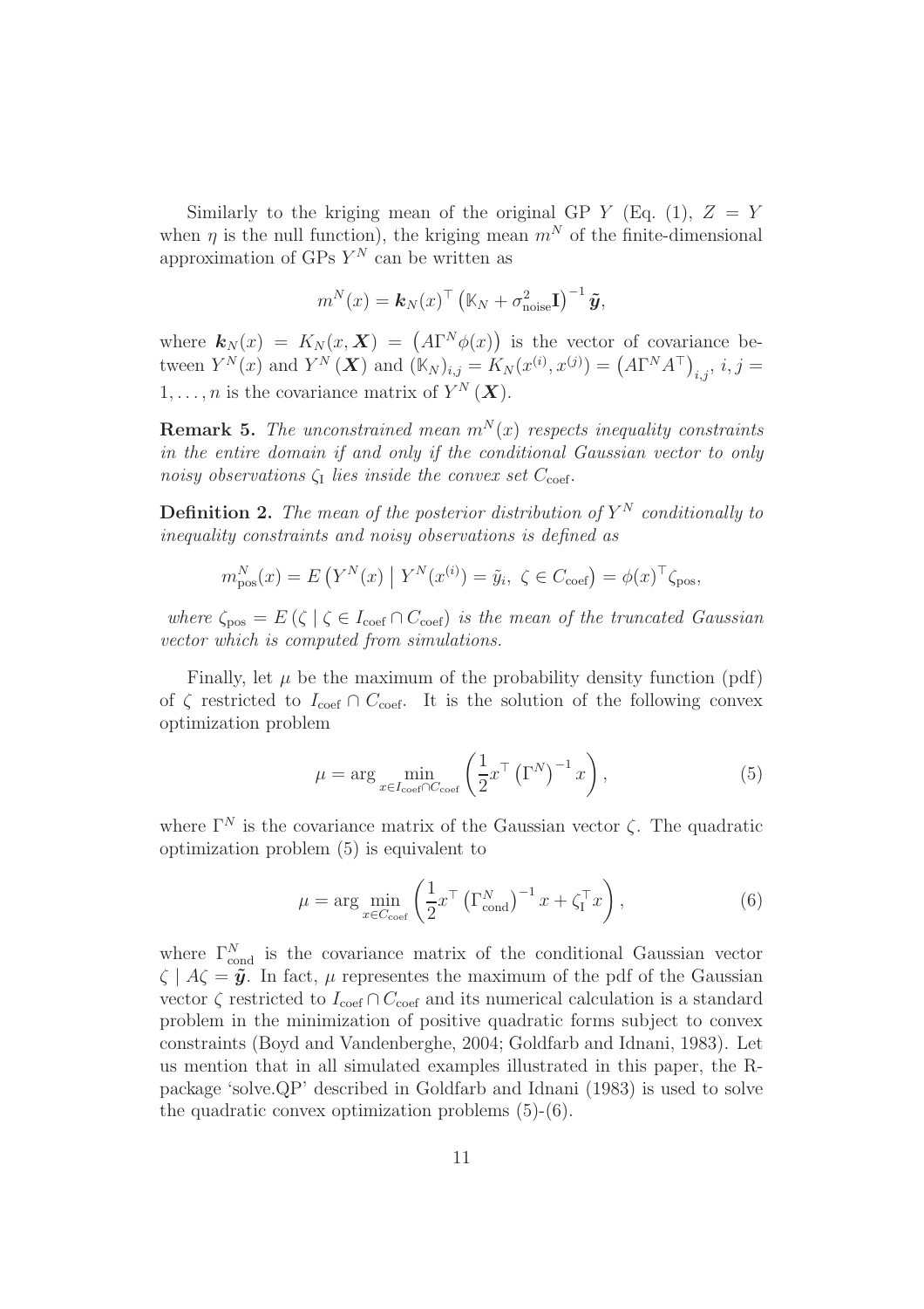Similarly to the kriging mean of the original GP $Y$ (Eq. (1), $Z = Y$ when $\eta$ is the null function), the kriging mean $m^N$ of the finite-dimensional approximation of GPs $Y^N$ can be written as

$$m^N(x) = \boldsymbol{k}_N(x)^\top \left(\mathbb{K}_N + \sigma^2_{\text{noise}}\mathbf{I}\right)^{-1} \tilde{\boldsymbol{y}},$$

where $\boldsymbol{k}_N(x) = K_N(x, \boldsymbol{X}) = \left(A\Gamma^N \phi(x)\right)$ is the vector of covariance between $Y^N(x)$ and $Y^N(\boldsymbol{X})$ and $(\mathbb{K}_N)_{i,j} = K_N(x^{(i)}, x^{(j)}) = \left(A\Gamma^N A^\top\right)_{i,j}$, $i, j = 1, \ldots, n$ is the covariance matrix of $Y^N(\boldsymbol{X})$.

**Remark 5.** *The unconstrained mean $m^N(x)$ respects inequality constraints in the entire domain if and only if the conditional Gaussian vector to only noisy observations $\zeta_{\text{I}}$ lies inside the convex set $C_{\text{coef}}$.*

**Definition 2.** *The mean of the posterior distribution of $Y^N$ conditionally to inequality constraints and noisy observations is defined as*

$$m^N_{\text{pos}}(x) = E\left(Y^N(x) \mid Y^N(x^{(i)}) = \tilde{y}_i,\ \zeta \in C_{\text{coef}}\right) = \phi(x)^\top \zeta_{\text{pos}},$$

*where $\zeta_{\text{pos}} = E\left(\zeta \mid \zeta \in I_{\text{coef}} \cap C_{\text{coef}}\right)$ is the mean of the truncated Gaussian vector which is computed from simulations.*

Finally, let $\mu$ be the maximum of the probability density function (pdf) of $\zeta$ restricted to $I_{\text{coef}} \cap C_{\text{coef}}$. It is the solution of the following convex optimization problem

$$\mu = \arg \min_{x \in I_{\text{coef}} \cap C_{\text{coef}}} \left(\frac{1}{2} x^\top \left(\Gamma^N\right)^{-1} x\right), \tag{5}$$

where $\Gamma^N$ is the covariance matrix of the Gaussian vector $\zeta$. The quadratic optimization problem (5) is equivalent to

$$\mu = \arg \min_{x \in C_{\text{coef}}} \left(\frac{1}{2} x^\top \left(\Gamma^N_{\text{cond}}\right)^{-1} x + \zeta_{\text{I}}^\top x\right), \tag{6}$$

where $\Gamma^N_{\text{cond}}$ is the covariance matrix of the conditional Gaussian vector $\zeta \mid A\zeta = \tilde{\boldsymbol{y}}$. In fact, $\mu$ representes the maximum of the pdf of the Gaussian vector $\zeta$ restricted to $I_{\text{coef}} \cap C_{\text{coef}}$ and its numerical calculation is a standard problem in the minimization of positive quadratic forms subject to convex constraints (Boyd and Vandenberghe, 2004; Goldfarb and Idnani, 1983). Let us mention that in all simulated examples illustrated in this paper, the R-package 'solve.QP' described in Goldfarb and Idnani (1983) is used to solve the quadratic convex optimization problems (5)-(6).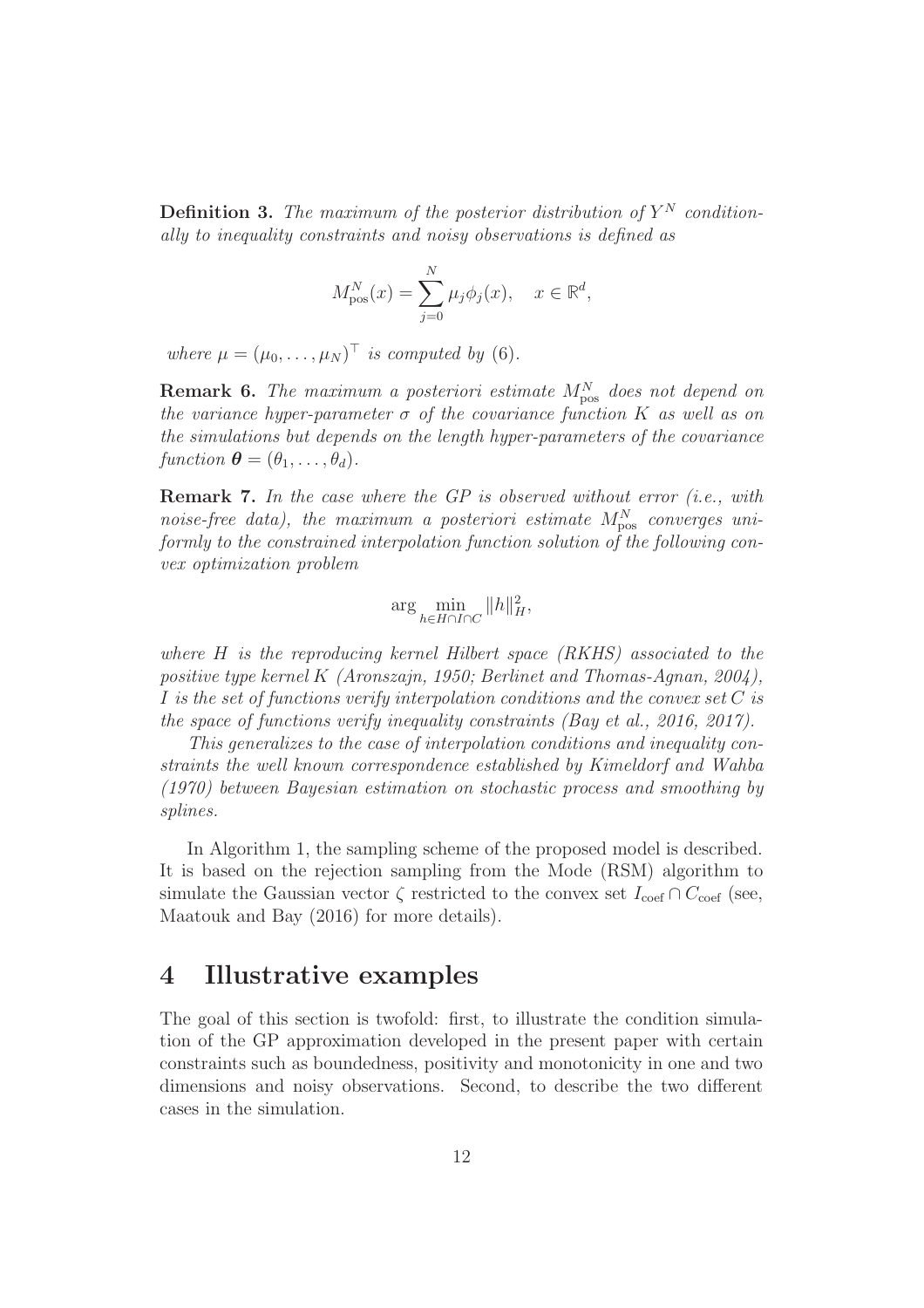**Definition 3.** *The maximum of the posterior distribution of $Y^N$ conditionally to inequality constraints and noisy observations is defined as*

$$M^N_{\text{pos}}(x) = \sum_{j=0}^{N} \mu_j \phi_j(x), \quad x \in \mathbb{R}^d,$$

*where $\mu = (\mu_0, \ldots, \mu_N)^\top$ is computed by (6).*

**Remark 6.** *The maximum a posteriori estimate $M^N_{\text{pos}}$ does not depend on the variance hyper-parameter $\sigma$ of the covariance function $K$ as well as on the simulations but depends on the length hyper-parameters of the covariance function $\boldsymbol{\theta} = (\theta_1, \ldots, \theta_d)$.*

**Remark 7.** *In the case where the GP is observed without error (i.e., with noise-free data), the maximum a posteriori estimate $M^N_{\text{pos}}$ converges uniformly to the constrained interpolation function solution of the following convex optimization problem*

$$\arg \min_{h \in H \cap I \cap C} \|h\|^2_H,$$

*where $H$ is the reproducing kernel Hilbert space (RKHS) associated to the positive type kernel $K$ (Aronszajn, 1950; Berlinet and Thomas-Agnan, 2004), $I$ is the set of functions verify interpolation conditions and the convex set $C$ is the space of functions verify inequality constraints (Bay et al., 2016, 2017).*

*This generalizes to the case of interpolation conditions and inequality constraints the well known correspondence established by Kimeldorf and Wahba (1970) between Bayesian estimation on stochastic process and smoothing by splines.*

In Algorithm 1, the sampling scheme of the proposed model is described. It is based on the rejection sampling from the Mode (RSM) algorithm to simulate the Gaussian vector $\zeta$ restricted to the convex set $I_{\text{coef}} \cap C_{\text{coef}}$ (see, Maatouk and Bay (2016) for more details).

# 4 Illustrative examples

The goal of this section is twofold: first, to illustrate the condition simulation of the GP approximation developed in the present paper with certain constraints such as boundedness, positivity and monotonicity in one and two dimensions and noisy observations. Second, to describe the two different cases in the simulation.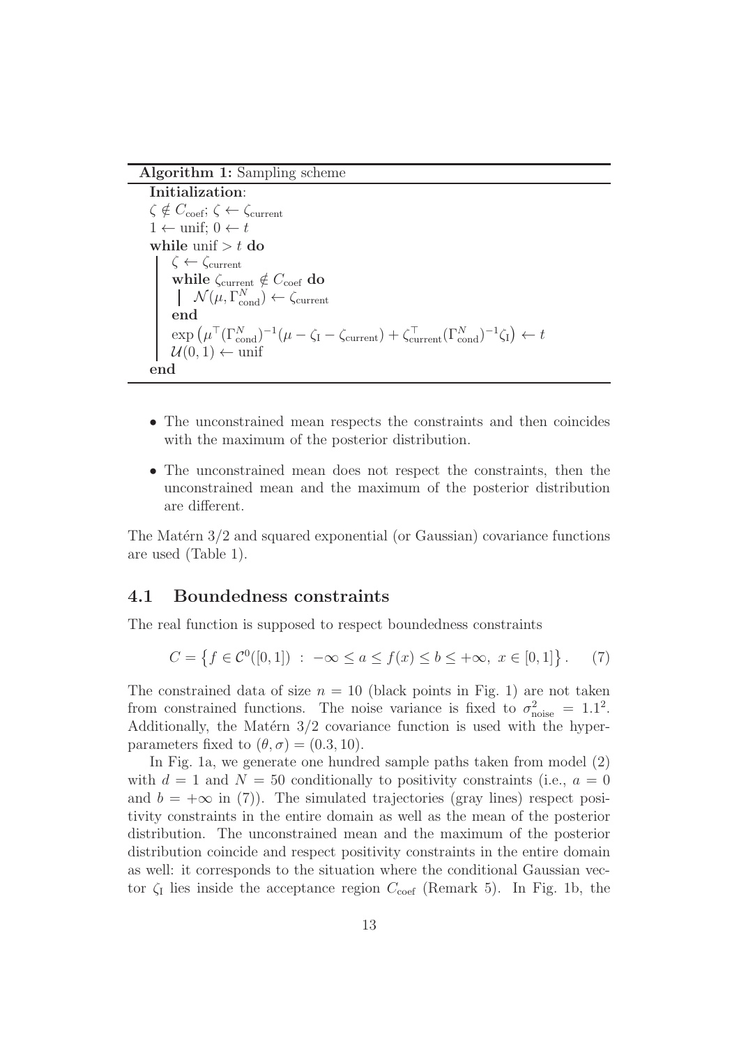**Algorithm 1:** Sampling scheme

```
Initialization:
ζ ∉ C_coef; ζ ← ζ_current
1 ← unif; 0 ← t
while unif > t do
    ζ ← ζ_current
    while ζ_current ∉ C_coef do
        N(μ, Γ^N_cond) ← ζ_current
    end
    exp(μ^⊤ (Γ^N_cond)^{-1} (μ − ζ_I − ζ_current) + ζ_current^⊤ (Γ^N_cond)^{-1} ζ_I) ← t
    U(0, 1) ← unif
end
```

- The unconstrained mean respects the constraints and then coincides with the maximum of the posterior distribution.
- The unconstrained mean does not respect the constraints, then the unconstrained mean and the maximum of the posterior distribution are different.

The Matérn 3/2 and squared exponential (or Gaussian) covariance functions are used (Table 1).

## 4.1 Boundedness constraints

The real function is supposed to respect boundedness constraints

$$C = \left\{ f \in \mathcal{C}^0([0,1]) \ : \ -\infty \leq a \leq f(x) \leq b \leq +\infty, \ x \in [0,1] \right\}. \quad (7)$$

The constrained data of size $n = 10$ (black points in Fig. 1) are not taken from constrained functions. The noise variance is fixed to $\sigma^2_{\mathrm{noise}} = 1.1^2$. Additionally, the Matérn 3/2 covariance function is used with the hyper-parameters fixed to $(\theta, \sigma) = (0.3, 10)$.

In Fig. 1a, we generate one hundred sample paths taken from model (2) with $d = 1$ and $N = 50$ conditionally to positivity constraints (i.e., $a = 0$ and $b = +\infty$ in (7)). The simulated trajectories (gray lines) respect positivity constraints in the entire domain as well as the mean of the posterior distribution. The unconstrained mean and the maximum of the posterior distribution coincide and respect positivity constraints in the entire domain as well: it corresponds to the situation where the conditional Gaussian vector $\zeta_{\mathrm{I}}$ lies inside the acceptance region $C_{\mathrm{coef}}$ (Remark 5). In Fig. 1b, the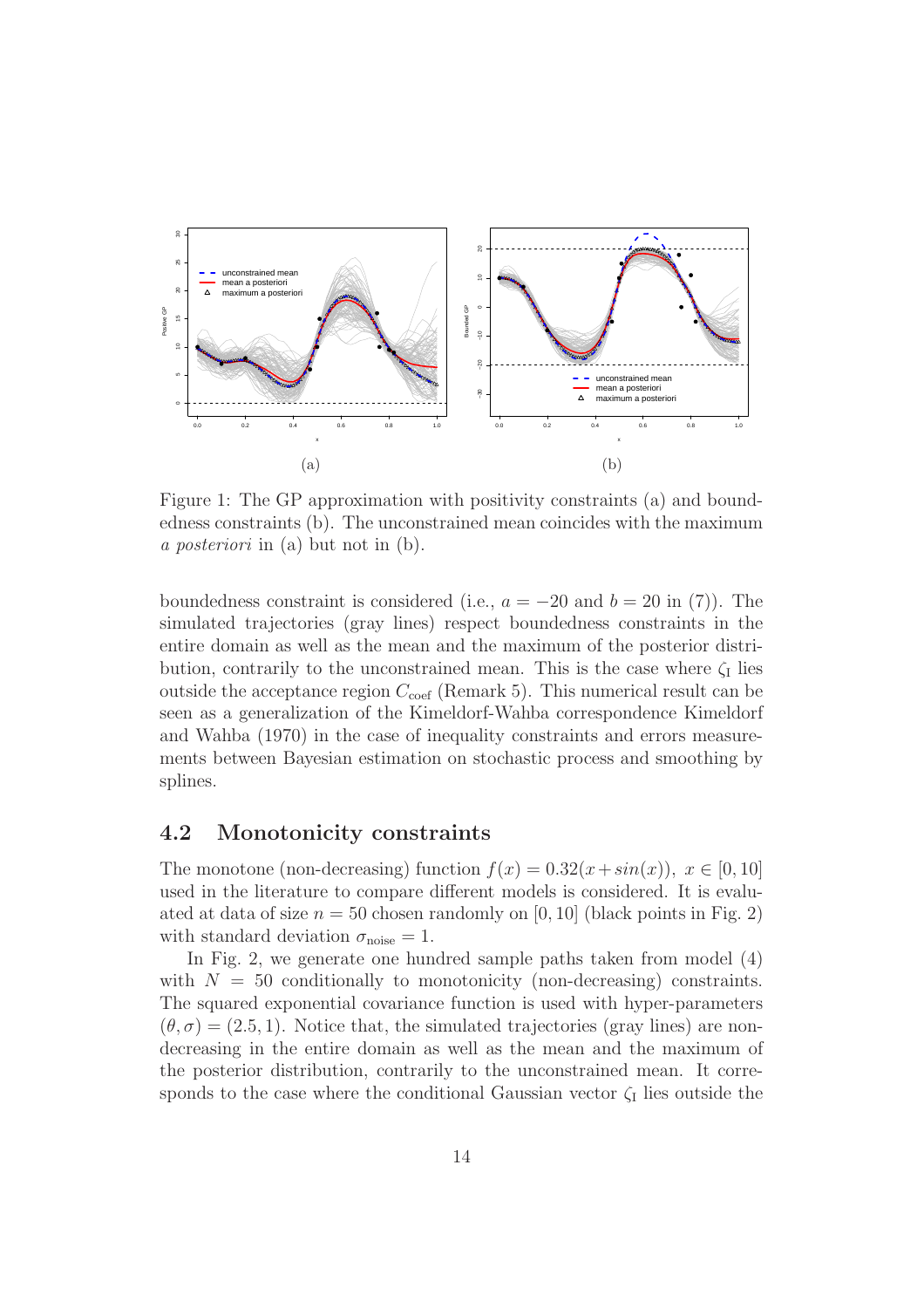(a) (b)

Figure 1: The GP approximation with positivity constraints (a) and boundedness constraints (b). The unconstrained mean coincides with the maximum *a posteriori* in (a) but not in (b).

boundedness constraint is considered (i.e., $a = -20$ and $b = 20$ in (7)). The simulated trajectories (gray lines) respect boundedness constraints in the entire domain as well as the mean and the maximum of the posterior distribution, contrarily to the unconstrained mean. This is the case where $\zeta_{\mathrm{I}}$ lies outside the acceptance region $C_{\mathrm{coef}}$ (Remark 5). This numerical result can be seen as a generalization of the Kimeldorf-Wahba correspondence Kimeldorf and Wahba (1970) in the case of inequality constraints and errors measurements between Bayesian estimation on stochastic process and smoothing by splines.

## 4.2 Monotonicity constraints

The monotone (non-decreasing) function $f(x) = 0.32(x + sin(x)),\ x \in [0, 10]$ used in the literature to compare different models is considered. It is evaluated at data of size $n = 50$ chosen randomly on $[0, 10]$ (black points in Fig. 2) with standard deviation $\sigma_{\mathrm{noise}} = 1$.

In Fig. 2, we generate one hundred sample paths taken from model (4) with $N = 50$ conditionally to monotonicity (non-decreasing) constraints. The squared exponential covariance function is used with hyper-parameters $(\theta, \sigma) = (2.5, 1)$. Notice that, the simulated trajectories (gray lines) are non-decreasing in the entire domain as well as the mean and the maximum of the posterior distribution, contrarily to the unconstrained mean. It corresponds to the case where the conditional Gaussian vector $\zeta_{\mathrm{I}}$ lies outside the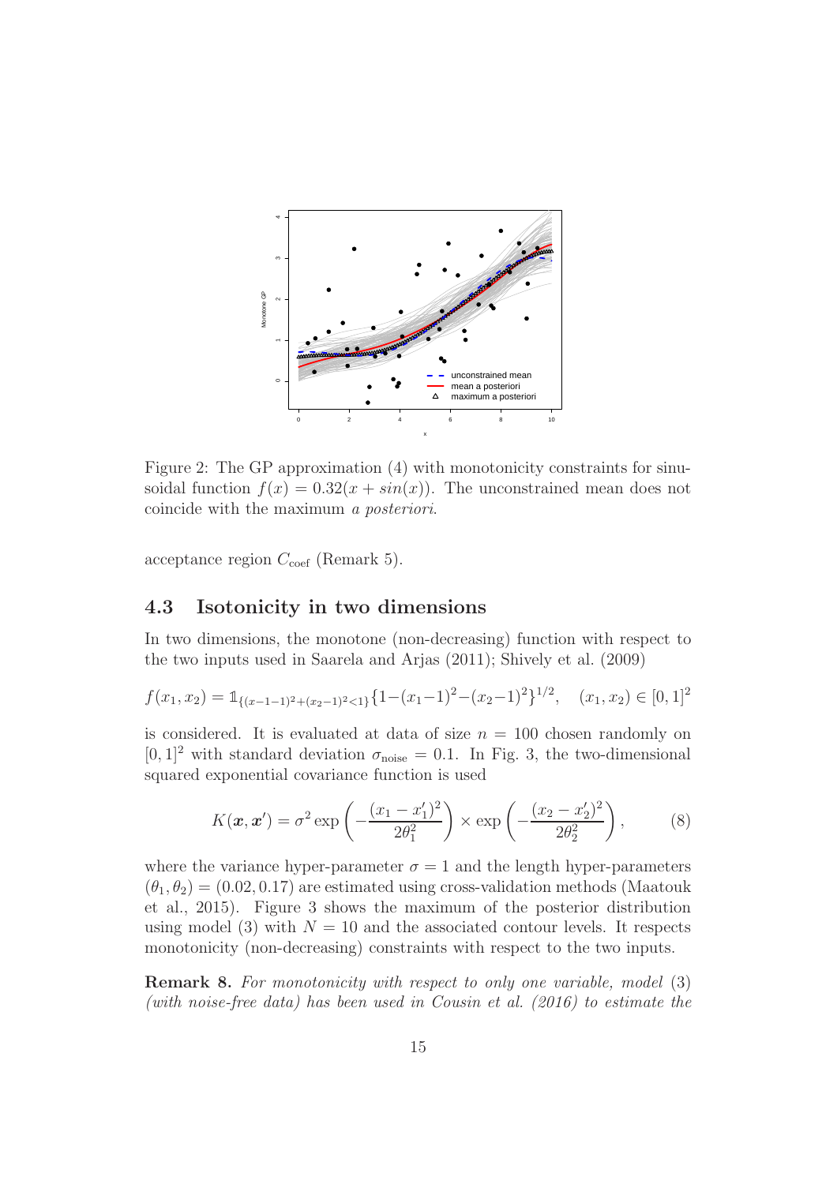Figure 2: The GP approximation (4) with monotonicity constraints for sinusoidal function $f(x) = 0.32(x + sin(x))$. The unconstrained mean does not coincide with the maximum *a posteriori*.

acceptance region $C_{\text{coef}}$ (Remark 5).

### 4.3 Isotonicity in two dimensions

In two dimensions, the monotone (non-decreasing) function with respect to the two inputs used in Saarela and Arjas (2011); Shively et al. (2009)

$$f(x_1, x_2) = \mathbb{1}_{\{(x-1-1)^2+(x_2-1)^2<1\}}\{1-(x_1-1)^2-(x_2-1)^2\}^{1/2}, \quad (x_1, x_2) \in [0, 1]^2$$

is considered. It is evaluated at data of size $n = 100$ chosen randomly on $[0, 1]^2$ with standard deviation $\sigma_{\text{noise}} = 0.1$. In Fig. 3, the two-dimensional squared exponential covariance function is used

$$K(\boldsymbol{x}, \boldsymbol{x}') = \sigma^2 \exp\left(-\frac{(x_1 - x_1')^2}{2\theta_1^2}\right) \times \exp\left(-\frac{(x_2 - x_2')^2}{2\theta_2^2}\right), \tag{8}$$

where the variance hyper-parameter $\sigma = 1$ and the length hyper-parameters $(\theta_1, \theta_2) = (0.02, 0.17)$ are estimated using cross-validation methods (Maatouk et al., 2015). Figure 3 shows the maximum of the posterior distribution using model (3) with $N = 10$ and the associated contour levels. It respects monotonicity (non-decreasing) constraints with respect to the two inputs.

**Remark 8.** *For monotonicity with respect to only one variable, model* (3) *(with noise-free data) has been used in Cousin et al. (2016) to estimate the*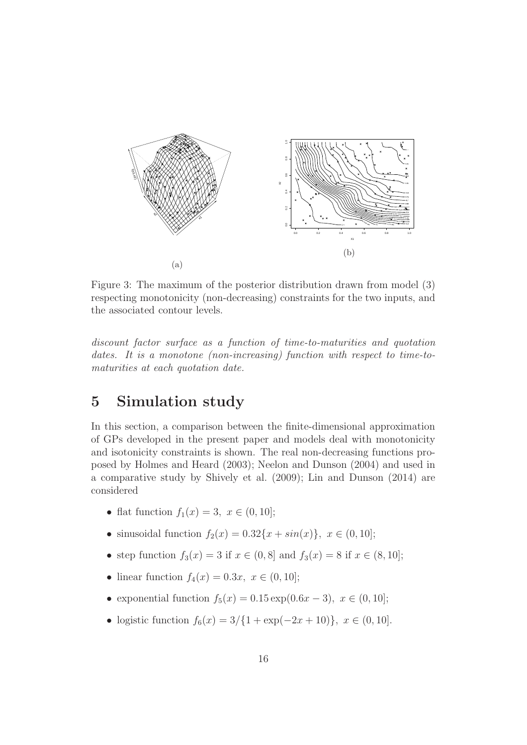(a)

(b)

Figure 3: The maximum of the posterior distribution drawn from model (3) respecting monotonicity (non-decreasing) constraints for the two inputs, and the associated contour levels.

*discount factor surface as a function of time-to-maturities and quotation dates. It is a monotone (non-increasing) function with respect to time-to-maturities at each quotation date.*

# 5 Simulation study

In this section, a comparison between the finite-dimensional approximation of GPs developed in the present paper and models deal with monotonicity and isotonicity constraints is shown. The real non-decreasing functions proposed by Holmes and Heard (2003); Neelon and Dunson (2004) and used in a comparative study by Shively et al. (2009); Lin and Dunson (2014) are considered

- flat function $f_1(x) = 3, \ x \in (0, 10]$;
- sinusoidal function $f_2(x) = 0.32\{x + sin(x)\}, \ x \in (0, 10]$;
- step function $f_3(x) = 3$ if $x \in (0, 8]$ and $f_3(x) = 8$ if $x \in (8, 10]$;
- linear function $f_4(x) = 0.3x, \ x \in (0, 10]$;
- exponential function $f_5(x) = 0.15 \exp(0.6x - 3), \ x \in (0, 10]$;
- logistic function $f_6(x) = 3/\{1 + \exp(-2x + 10)\}, \ x \in (0, 10]$.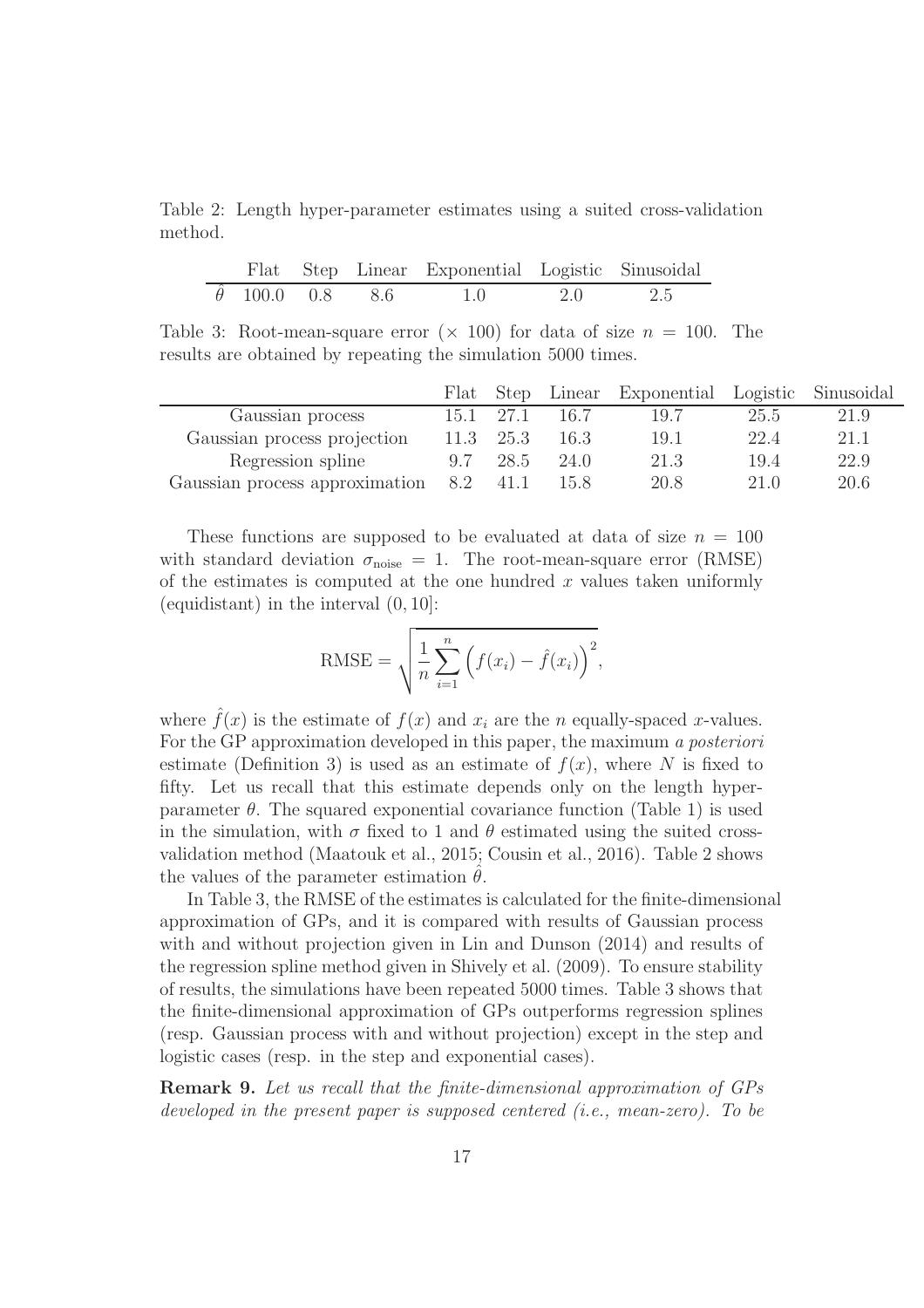Table 2: Length hyper-parameter estimates using a suited cross-validation method.

| | Flat | Step | Linear | Exponential | Logistic | Sinusoidal |
|---|---|---|---|---|---|---|
| $\hat{\theta}$ | 100.0 | 0.8 | 8.6 | 1.0 | 2.0 | 2.5 |

Table 3: Root-mean-square error ($\times$ 100) for data of size $n = 100$. The results are obtained by repeating the simulation 5000 times.

| | Flat | Step | Linear | Exponential | Logistic | Sinusoidal |
|---|---|---|---|---|---|---|
| Gaussian process | 15.1 | 27.1 | 16.7 | 19.7 | 25.5 | 21.9 |
| Gaussian process projection | 11.3 | 25.3 | 16.3 | 19.1 | 22.4 | 21.1 |
| Regression spline | 9.7 | 28.5 | 24.0 | 21.3 | 19.4 | 22.9 |
| Gaussian process approximation | 8.2 | 41.1 | 15.8 | 20.8 | 21.0 | 20.6 |

These functions are supposed to be evaluated at data of size $n = 100$ with standard deviation $\sigma_{\text{noise}} = 1$. The root-mean-square error (RMSE) of the estimates is computed at the one hundred $x$ values taken uniformly (equidistant) in the interval $(0, 10]$:

$$\text{RMSE} = \sqrt{\frac{1}{n} \sum_{i=1}^{n} \left( f(x_i) - \hat{f}(x_i) \right)^2},$$

where $\hat{f}(x)$ is the estimate of $f(x)$ and $x_i$ are the $n$ equally-spaced $x$-values. For the GP approximation developed in this paper, the maximum *a posteriori* estimate (Definition 3) is used as an estimate of $f(x)$, where $N$ is fixed to fifty. Let us recall that this estimate depends only on the length hyper-parameter $\theta$. The squared exponential covariance function (Table 1) is used in the simulation, with $\sigma$ fixed to 1 and $\theta$ estimated using the suited cross-validation method (Maatouk et al., 2015; Cousin et al., 2016). Table 2 shows the values of the parameter estimation $\hat{\theta}$.

In Table 3, the RMSE of the estimates is calculated for the finite-dimensional approximation of GPs, and it is compared with results of Gaussian process with and without projection given in Lin and Dunson (2014) and results of the regression spline method given in Shively et al. (2009). To ensure stability of results, the simulations have been repeated 5000 times. Table 3 shows that the finite-dimensional approximation of GPs outperforms regression splines (resp. Gaussian process with and without projection) except in the step and logistic cases (resp. in the step and exponential cases).

**Remark 9.** *Let us recall that the finite-dimensional approximation of GPs developed in the present paper is supposed centered (i.e., mean-zero). To be*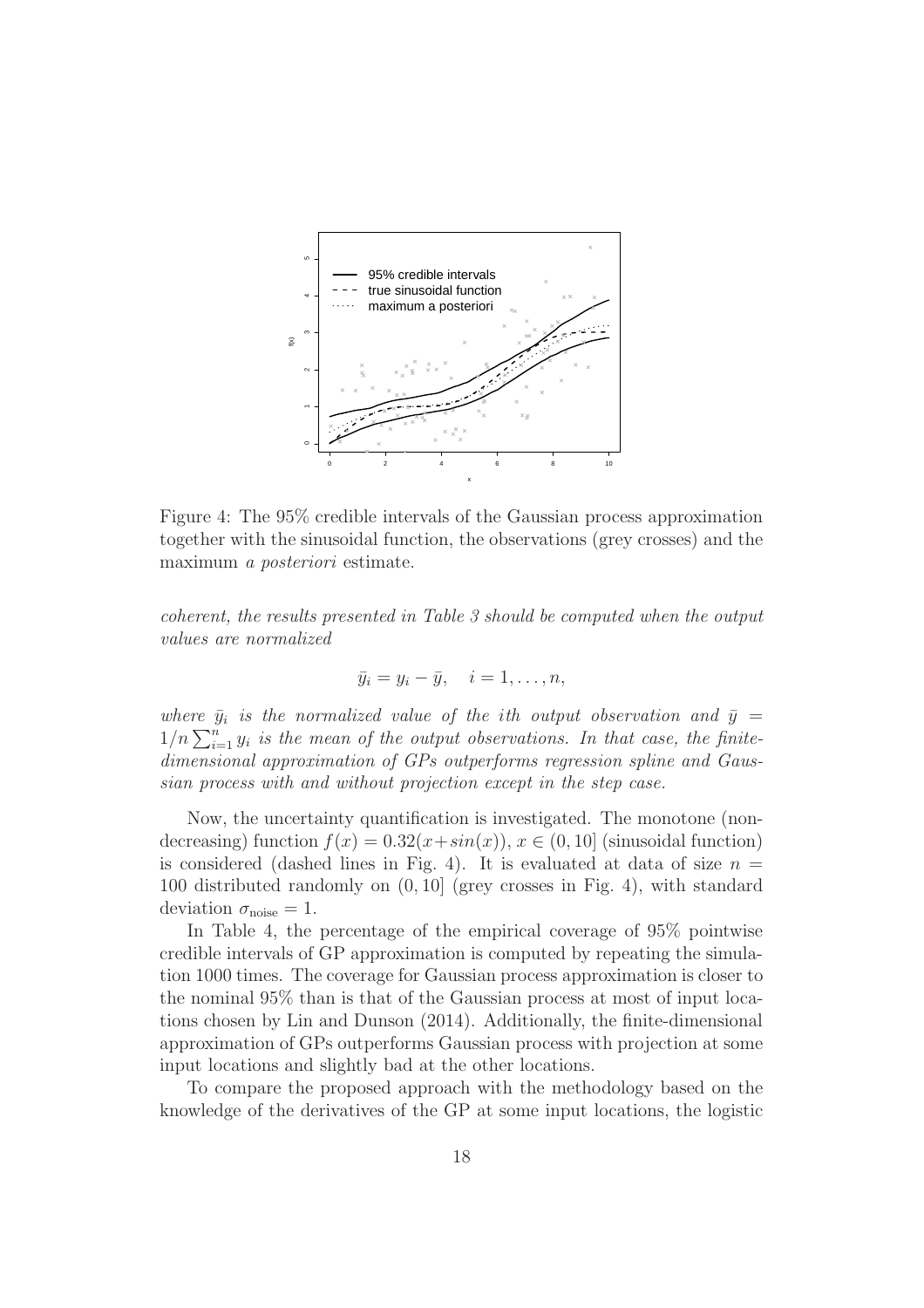Figure 4: The 95% credible intervals of the Gaussian process approximation together with the sinusoidal function, the observations (grey crosses) and the maximum *a posteriori* estimate.

*coherent, the results presented in Table 3 should be computed when the output values are normalized*

$$\bar{y}_i = y_i - \bar{y}, \quad i = 1, \ldots, n,$$

*where $\bar{y}_i$ is the normalized value of the ith output observation and $\bar{y} = 1/n \sum_{i=1}^{n} y_i$ is the mean of the output observations. In that case, the finite-dimensional approximation of GPs outperforms regression spline and Gaussian process with and without projection except in the step case.*

Now, the uncertainty quantification is investigated. The monotone (non-decreasing) function $f(x) = 0.32(x + sin(x))$, $x \in (0, 10]$ (sinusoidal function) is considered (dashed lines in Fig. 4). It is evaluated at data of size $n = 100$ distributed randomly on $(0, 10]$ (grey crosses in Fig. 4), with standard deviation $\sigma_{\text{noise}} = 1$.

In Table 4, the percentage of the empirical coverage of 95% pointwise credible intervals of GP approximation is computed by repeating the simulation 1000 times. The coverage for Gaussian process approximation is closer to the nominal 95% than is that of the Gaussian process at most of input locations chosen by Lin and Dunson (2014). Additionally, the finite-dimensional approximation of GPs outperforms Gaussian process with projection at some input locations and slightly bad at the other locations.

To compare the proposed approach with the methodology based on the knowledge of the derivatives of the GP at some input locations, the logistic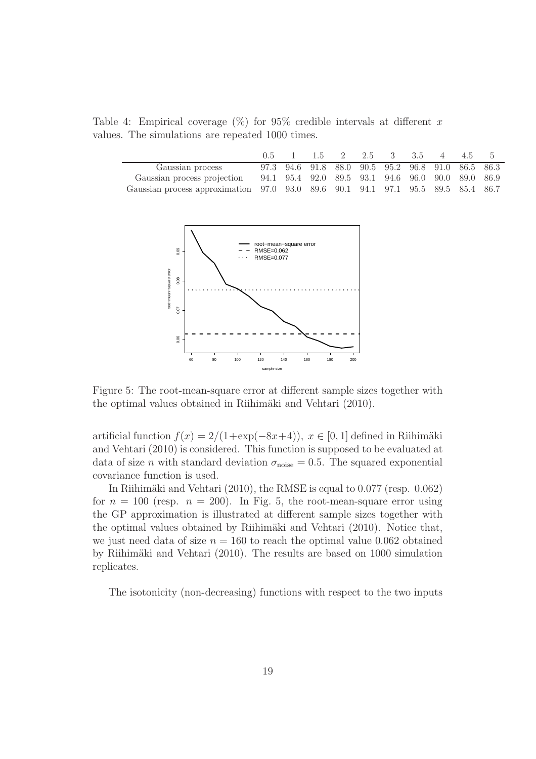Table 4: Empirical coverage (%) for 95% credible intervals at different $x$ values. The simulations are repeated 1000 times.

| | 0.5 | 1 | 1.5 | 2 | 2.5 | 3 | 3.5 | 4 | 4.5 | 5 |
|---|---|---|---|---|---|---|---|---|---|---|
| Gaussian process | 97.3 | 94.6 | 91.8 | 88.0 | 90.5 | 95.2 | 96.8 | 91.0 | 86.5 | 86.3 |
| Gaussian process projection | 94.1 | 95.4 | 92.0 | 89.5 | 93.1 | 94.6 | 96.0 | 90.0 | 89.0 | 86.9 |
| Gaussian process approximation | 97.0 | 93.0 | 89.6 | 90.1 | 94.1 | 97.1 | 95.5 | 89.5 | 85.4 | 86.7 |

Figure 5: The root-mean-square error at different sample sizes together with the optimal values obtained in Riihimäki and Vehtari (2010).

artificial function $f(x) = 2/(1+\exp(-8x+4)),\ x \in [0,1]$ defined in Riihimäki and Vehtari (2010) is considered. This function is supposed to be evaluated at data of size $n$ with standard deviation $\sigma_{\text{noise}} = 0.5$. The squared exponential covariance function is used.

In Riihimäki and Vehtari (2010), the RMSE is equal to 0.077 (resp. 0.062) for $n = 100$ (resp. $n = 200$). In Fig. 5, the root-mean-square error using the GP approximation is illustrated at different sample sizes together with the optimal values obtained by Riihimäki and Vehtari (2010). Notice that, we just need data of size $n = 160$ to reach the optimal value 0.062 obtained by Riihimäki and Vehtari (2010). The results are based on 1000 simulation replicates.

The isotonicity (non-decreasing) functions with respect to the two inputs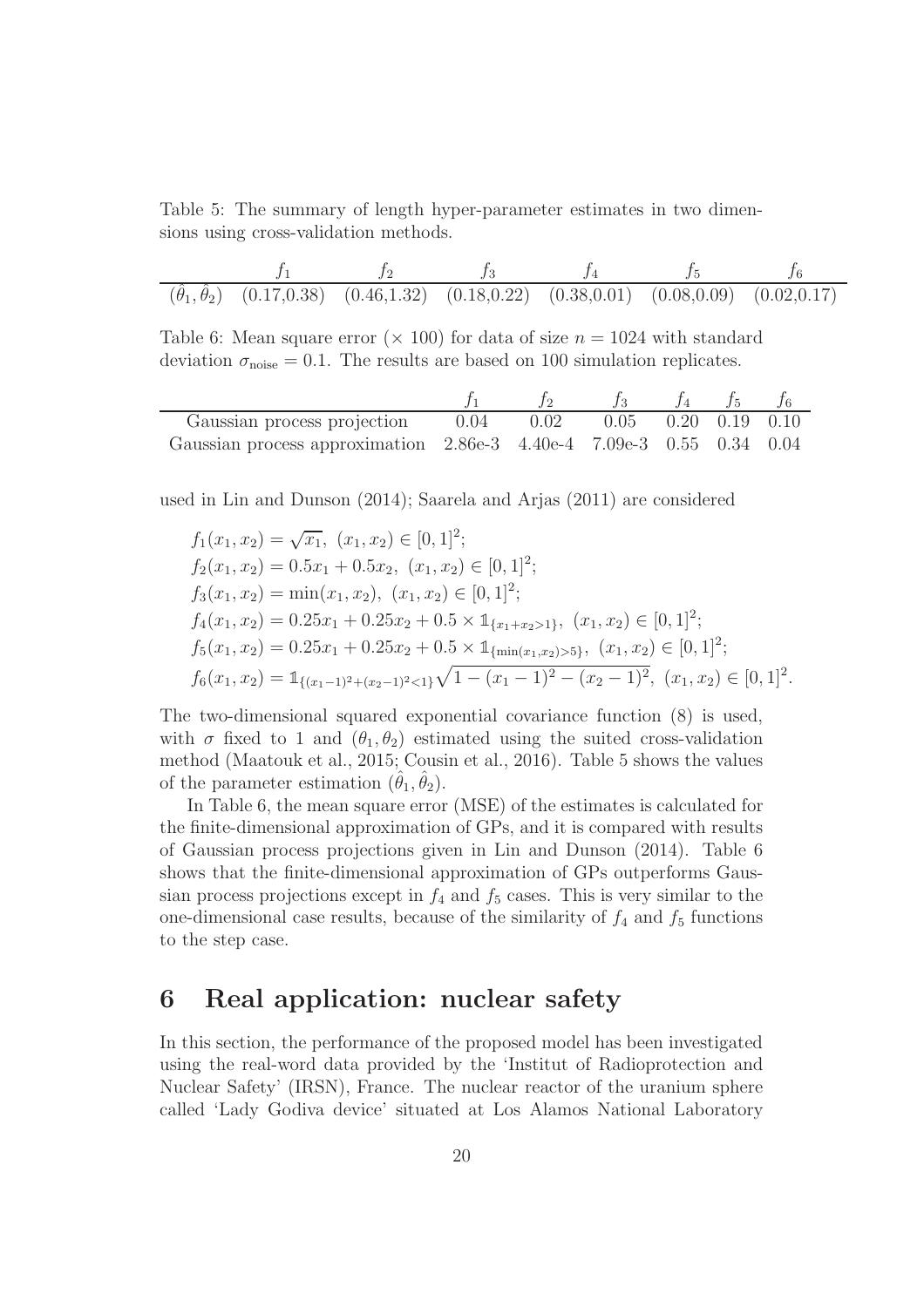Table 5: The summary of length hyper-parameter estimates in two dimensions using cross-validation methods.

| | $f_1$ | $f_2$ | $f_3$ | $f_4$ | $f_5$ | $f_6$ |
|---|---|---|---|---|---|---|
| $(\hat{\theta}_1, \hat{\theta}_2)$ | (0.17,0.38) | (0.46,1.32) | (0.18,0.22) | (0.38,0.01) | (0.08,0.09) | (0.02,0.17) |

Table 6: Mean square error ($\times$ 100) for data of size $n = 1024$ with standard deviation $\sigma_{\text{noise}} = 0.1$. The results are based on 100 simulation replicates.

| | $f_1$ | $f_2$ | $f_3$ | $f_4$ | $f_5$ | $f_6$ |
|---|---|---|---|---|---|---|
| Gaussian process projection | 0.04 | 0.02 | 0.05 | 0.20 | 0.19 | 0.10 |
| Gaussian process approximation | 2.86e-3 | 4.40e-4 | 7.09e-3 | 0.55 | 0.34 | 0.04 |

used in Lin and Dunson (2014); Saarela and Arjas (2011) are considered

$$
\begin{aligned}
&f_1(x_1, x_2) = \sqrt{x_1},\ (x_1, x_2) \in [0, 1]^2; \\
&f_2(x_1, x_2) = 0.5x_1 + 0.5x_2,\ (x_1, x_2) \in [0, 1]^2; \\
&f_3(x_1, x_2) = \min(x_1, x_2),\ (x_1, x_2) \in [0, 1]^2; \\
&f_4(x_1, x_2) = 0.25x_1 + 0.25x_2 + 0.5 \times \mathbb{1}_{\{x_1+x_2>1\}},\ (x_1, x_2) \in [0, 1]^2; \\
&f_5(x_1, x_2) = 0.25x_1 + 0.25x_2 + 0.5 \times \mathbb{1}_{\{\min(x_1,x_2)>5\}},\ (x_1, x_2) \in [0, 1]^2; \\
&f_6(x_1, x_2) = \mathbb{1}_{\{(x_1-1)^2+(x_2-1)^2<1\}} \sqrt{1 - (x_1 - 1)^2 - (x_2 - 1)^2},\ (x_1, x_2) \in [0, 1]^2.
\end{aligned}
$$

The two-dimensional squared exponential covariance function (8) is used, with $\sigma$ fixed to 1 and $(\theta_1, \theta_2)$ estimated using the suited cross-validation method (Maatouk et al., 2015; Cousin et al., 2016). Table 5 shows the values of the parameter estimation $(\hat{\theta}_1, \hat{\theta}_2)$.

In Table 6, the mean square error (MSE) of the estimates is calculated for the finite-dimensional approximation of GPs, and it is compared with results of Gaussian process projections given in Lin and Dunson (2014). Table 6 shows that the finite-dimensional approximation of GPs outperforms Gaussian process projections except in $f_4$ and $f_5$ cases. This is very similar to the one-dimensional case results, because of the similarity of $f_4$ and $f_5$ functions to the step case.

# 6 Real application: nuclear safety

In this section, the performance of the proposed model has been investigated using the real-word data provided by the 'Institut of Radioprotection and Nuclear Safety' (IRSN), France. The nuclear reactor of the uranium sphere called 'Lady Godiva device' situated at Los Alamos National Laboratory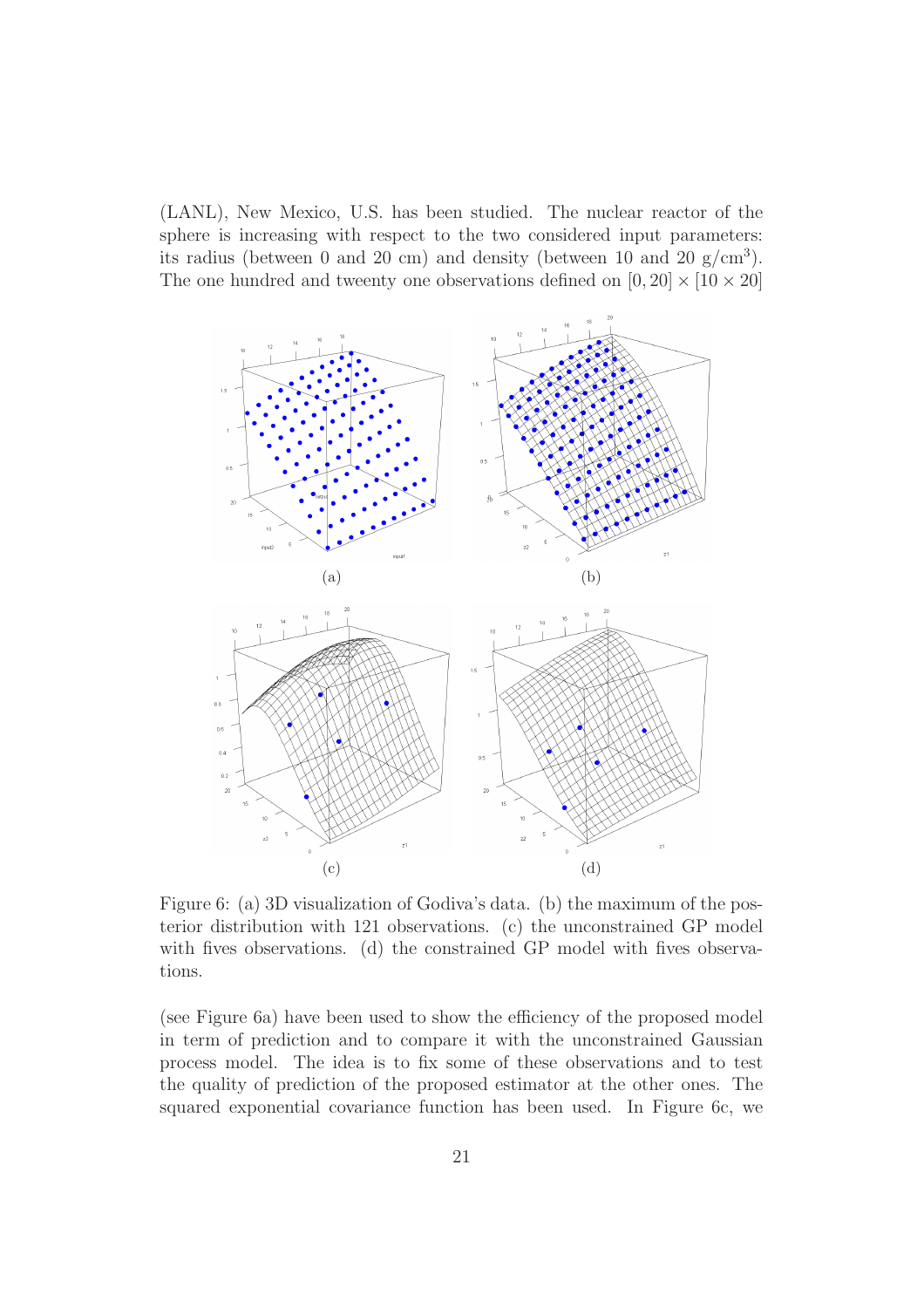(LANL), New Mexico, U.S. has been studied. The nuclear reactor of the sphere is increasing with respect to the two considered input parameters: its radius (between 0 and 20 cm) and density (between 10 and 20 g/cm$^3$). The one hundred and tweenty one observations defined on $[0, 20] \times [10 \times 20]$

Figure 6: (a) 3D visualization of Godiva's data. (b) the maximum of the posterior distribution with 121 observations. (c) the unconstrained GP model with fives observations. (d) the constrained GP model with fives observations.

(see Figure 6a) have been used to show the efficiency of the proposed model in term of prediction and to compare it with the unconstrained Gaussian process model. The idea is to fix some of these observations and to test the quality of prediction of the proposed estimator at the other ones. The squared exponential covariance function has been used. In Figure 6c, we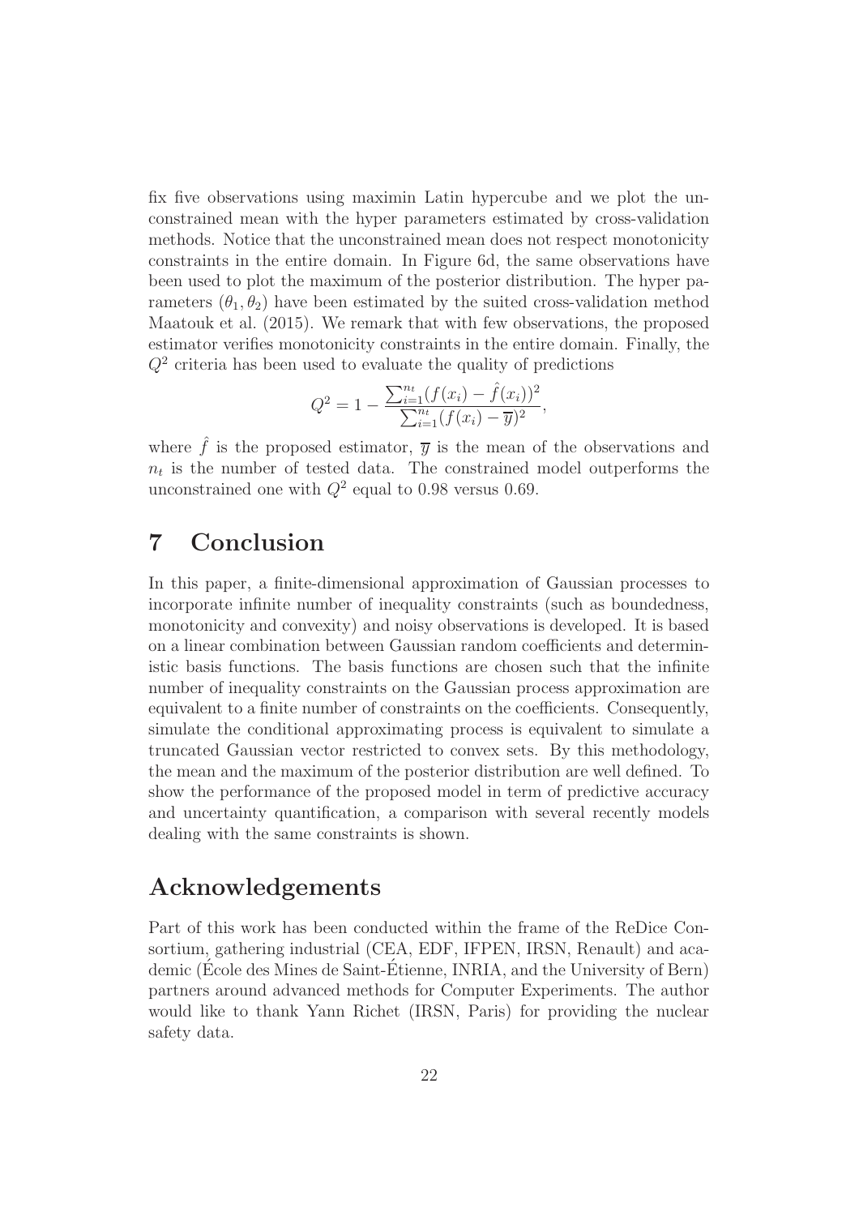fix five observations using maximin Latin hypercube and we plot the unconstrained mean with the hyper parameters estimated by cross-validation methods. Notice that the unconstrained mean does not respect monotonicity constraints in the entire domain. In Figure 6d, the same observations have been used to plot the maximum of the posterior distribution. The hyper parameters $(\theta_1, \theta_2)$ have been estimated by the suited cross-validation method Maatouk et al. (2015). We remark that with few observations, the proposed estimator verifies monotonicity constraints in the entire domain. Finally, the $Q^2$ criteria has been used to evaluate the quality of predictions

$$Q^2 = 1 - \frac{\sum_{i=1}^{n_t} (f(x_i) - \hat{f}(x_i))^2}{\sum_{i=1}^{n_t} (f(x_i) - \overline{y})^2},$$

where $\hat{f}$ is the proposed estimator, $\overline{y}$ is the mean of the observations and $n_t$ is the number of tested data. The constrained model outperforms the unconstrained one with $Q^2$ equal to 0.98 versus 0.69.

# 7 Conclusion

In this paper, a finite-dimensional approximation of Gaussian processes to incorporate infinite number of inequality constraints (such as boundedness, monotonicity and convexity) and noisy observations is developed. It is based on a linear combination between Gaussian random coefficients and deterministic basis functions. The basis functions are chosen such that the infinite number of inequality constraints on the Gaussian process approximation are equivalent to a finite number of constraints on the coefficients. Consequently, simulate the conditional approximating process is equivalent to simulate a truncated Gaussian vector restricted to convex sets. By this methodology, the mean and the maximum of the posterior distribution are well defined. To show the performance of the proposed model in term of predictive accuracy and uncertainty quantification, a comparison with several recently models dealing with the same constraints is shown.

# Acknowledgements

Part of this work has been conducted within the frame of the ReDice Consortium, gathering industrial (CEA, EDF, IFPEN, IRSN, Renault) and academic (École des Mines de Saint-Étienne, INRIA, and the University of Bern) partners around advanced methods for Computer Experiments. The author would like to thank Yann Richet (IRSN, Paris) for providing the nuclear safety data.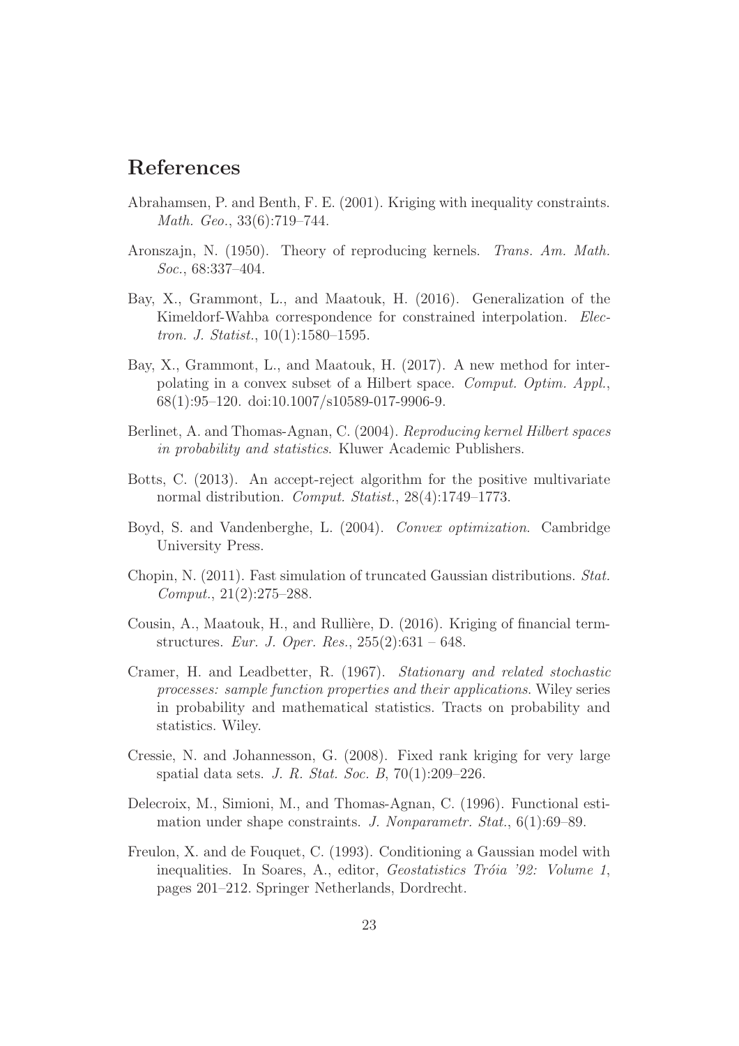# References

Abrahamsen, P. and Benth, F. E. (2001). Kriging with inequality constraints. *Math. Geo.*, 33(6):719–744.

Aronszajn, N. (1950). Theory of reproducing kernels. *Trans. Am. Math. Soc.*, 68:337–404.

Bay, X., Grammont, L., and Maatouk, H. (2016). Generalization of the Kimeldorf-Wahba correspondence for constrained interpolation. *Electron. J. Statist.*, 10(1):1580–1595.

Bay, X., Grammont, L., and Maatouk, H. (2017). A new method for interpolating in a convex subset of a Hilbert space. *Comput. Optim. Appl.*, 68(1):95–120. doi:10.1007/s10589-017-9906-9.

Berlinet, A. and Thomas-Agnan, C. (2004). *Reproducing kernel Hilbert spaces in probability and statistics*. Kluwer Academic Publishers.

Botts, C. (2013). An accept-reject algorithm for the positive multivariate normal distribution. *Comput. Statist.*, 28(4):1749–1773.

Boyd, S. and Vandenberghe, L. (2004). *Convex optimization*. Cambridge University Press.

Chopin, N. (2011). Fast simulation of truncated Gaussian distributions. *Stat. Comput.*, 21(2):275–288.

Cousin, A., Maatouk, H., and Rullière, D. (2016). Kriging of financial term-structures. *Eur. J. Oper. Res.*, 255(2):631 – 648.

Cramer, H. and Leadbetter, R. (1967). *Stationary and related stochastic processes: sample function properties and their applications*. Wiley series in probability and mathematical statistics. Tracts on probability and statistics. Wiley.

Cressie, N. and Johannesson, G. (2008). Fixed rank kriging for very large spatial data sets. *J. R. Stat. Soc. B*, 70(1):209–226.

Delecroix, M., Simioni, M., and Thomas-Agnan, C. (1996). Functional estimation under shape constraints. *J. Nonparametr. Stat.*, 6(1):69–89.

Freulon, X. and de Fouquet, C. (1993). Conditioning a Gaussian model with inequalities. In Soares, A., editor, *Geostatistics Tróia '92: Volume 1*, pages 201–212. Springer Netherlands, Dordrecht.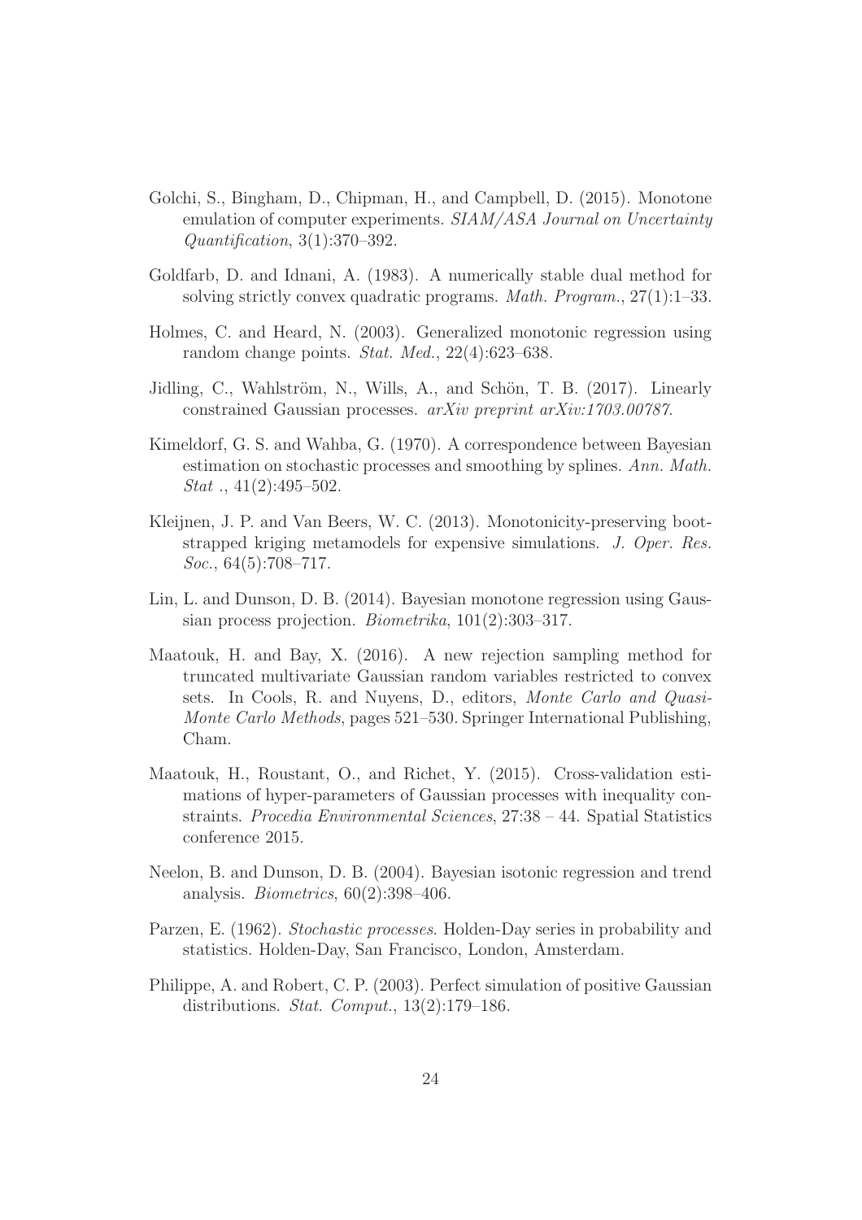Golchi, S., Bingham, D., Chipman, H., and Campbell, D. (2015). Monotone emulation of computer experiments. *SIAM/ASA Journal on Uncertainty Quantification*, 3(1):370–392.

Goldfarb, D. and Idnani, A. (1983). A numerically stable dual method for solving strictly convex quadratic programs. *Math. Program.*, 27(1):1–33.

Holmes, C. and Heard, N. (2003). Generalized monotonic regression using random change points. *Stat. Med.*, 22(4):623–638.

Jidling, C., Wahlström, N., Wills, A., and Schön, T. B. (2017). Linearly constrained Gaussian processes. *arXiv preprint arXiv:1703.00787*.

Kimeldorf, G. S. and Wahba, G. (1970). A correspondence between Bayesian estimation on stochastic processes and smoothing by splines. *Ann. Math. Stat .*, 41(2):495–502.

Kleijnen, J. P. and Van Beers, W. C. (2013). Monotonicity-preserving bootstrapped kriging metamodels for expensive simulations. *J. Oper. Res. Soc.*, 64(5):708–717.

Lin, L. and Dunson, D. B. (2014). Bayesian monotone regression using Gaussian process projection. *Biometrika*, 101(2):303–317.

Maatouk, H. and Bay, X. (2016). A new rejection sampling method for truncated multivariate Gaussian random variables restricted to convex sets. In Cools, R. and Nuyens, D., editors, *Monte Carlo and Quasi-Monte Carlo Methods*, pages 521–530. Springer International Publishing, Cham.

Maatouk, H., Roustant, O., and Richet, Y. (2015). Cross-validation estimations of hyper-parameters of Gaussian processes with inequality constraints. *Procedia Environmental Sciences*, 27:38 – 44. Spatial Statistics conference 2015.

Neelon, B. and Dunson, D. B. (2004). Bayesian isotonic regression and trend analysis. *Biometrics*, 60(2):398–406.

Parzen, E. (1962). *Stochastic processes*. Holden-Day series in probability and statistics. Holden-Day, San Francisco, London, Amsterdam.

Philippe, A. and Robert, C. P. (2003). Perfect simulation of positive Gaussian distributions. *Stat. Comput.*, 13(2):179–186.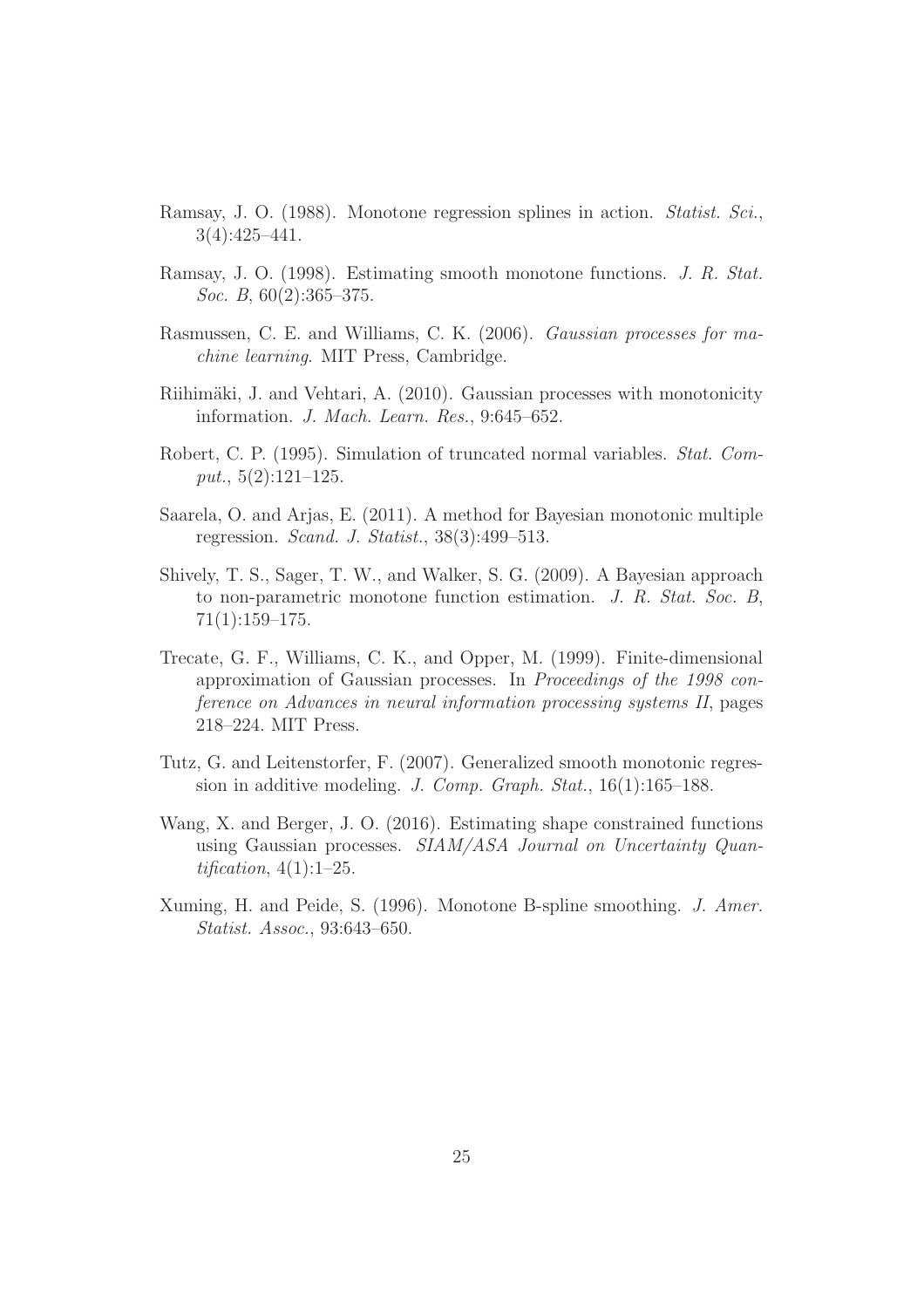Ramsay, J. O. (1988). Monotone regression splines in action. *Statist. Sci.*, 3(4):425–441.

Ramsay, J. O. (1998). Estimating smooth monotone functions. *J. R. Stat. Soc. B*, 60(2):365–375.

Rasmussen, C. E. and Williams, C. K. (2006). *Gaussian processes for machine learning*. MIT Press, Cambridge.

Riihimäki, J. and Vehtari, A. (2010). Gaussian processes with monotonicity information. *J. Mach. Learn. Res.*, 9:645–652.

Robert, C. P. (1995). Simulation of truncated normal variables. *Stat. Comput.*, 5(2):121–125.

Saarela, O. and Arjas, E. (2011). A method for Bayesian monotonic multiple regression. *Scand. J. Statist.*, 38(3):499–513.

Shively, T. S., Sager, T. W., and Walker, S. G. (2009). A Bayesian approach to non-parametric monotone function estimation. *J. R. Stat. Soc. B*, 71(1):159–175.

Trecate, G. F., Williams, C. K., and Opper, M. (1999). Finite-dimensional approximation of Gaussian processes. In *Proceedings of the 1998 conference on Advances in neural information processing systems II*, pages 218–224. MIT Press.

Tutz, G. and Leitenstorfer, F. (2007). Generalized smooth monotonic regression in additive modeling. *J. Comp. Graph. Stat.*, 16(1):165–188.

Wang, X. and Berger, J. O. (2016). Estimating shape constrained functions using Gaussian processes. *SIAM/ASA Journal on Uncertainty Quantification*, 4(1):1–25.

Xuming, H. and Peide, S. (1996). Monotone B-spline smoothing. *J. Amer. Statist. Assoc.*, 93:643–650.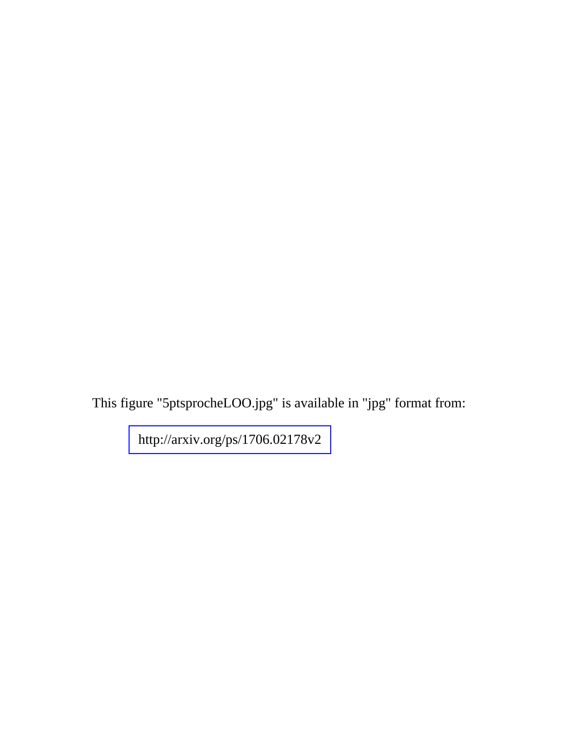This figure "5ptsprocheLOO.jpg" is available in "jpg" format from:

http://arxiv.org/ps/1706.02178v2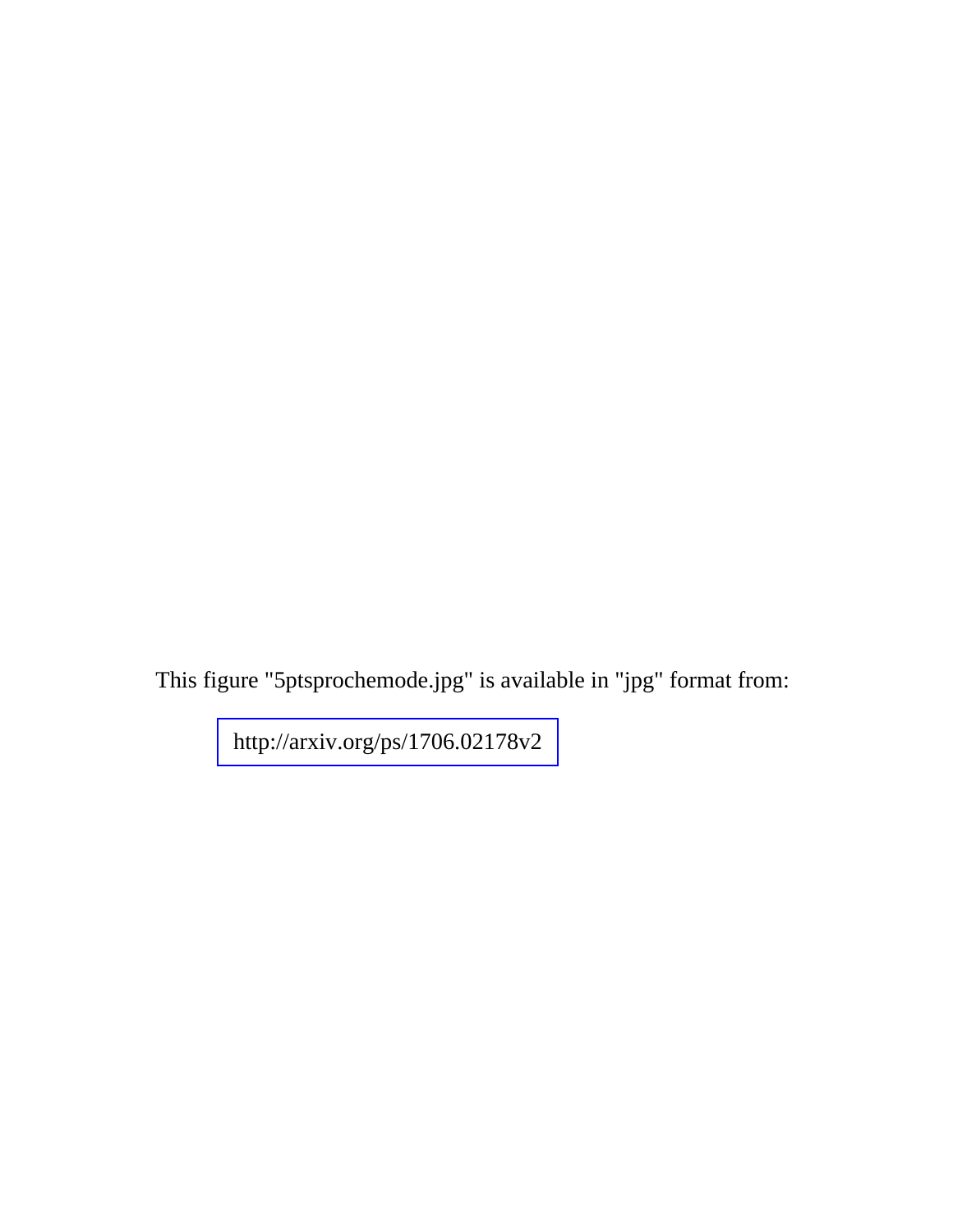This figure "5ptsprochemode.jpg" is available in "jpg" format from:

http://arxiv.org/ps/1706.02178v2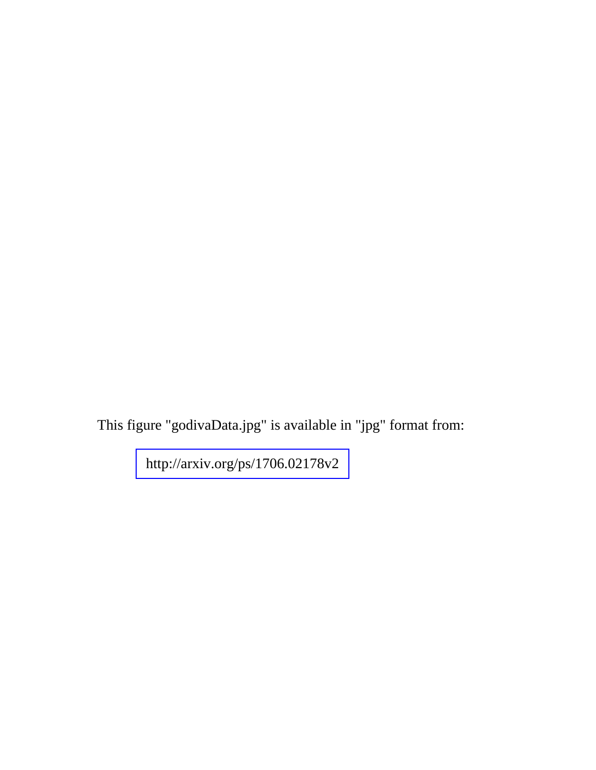This figure "godivaData.jpg" is available in "jpg" format from:

http://arxiv.org/ps/1706.02178v2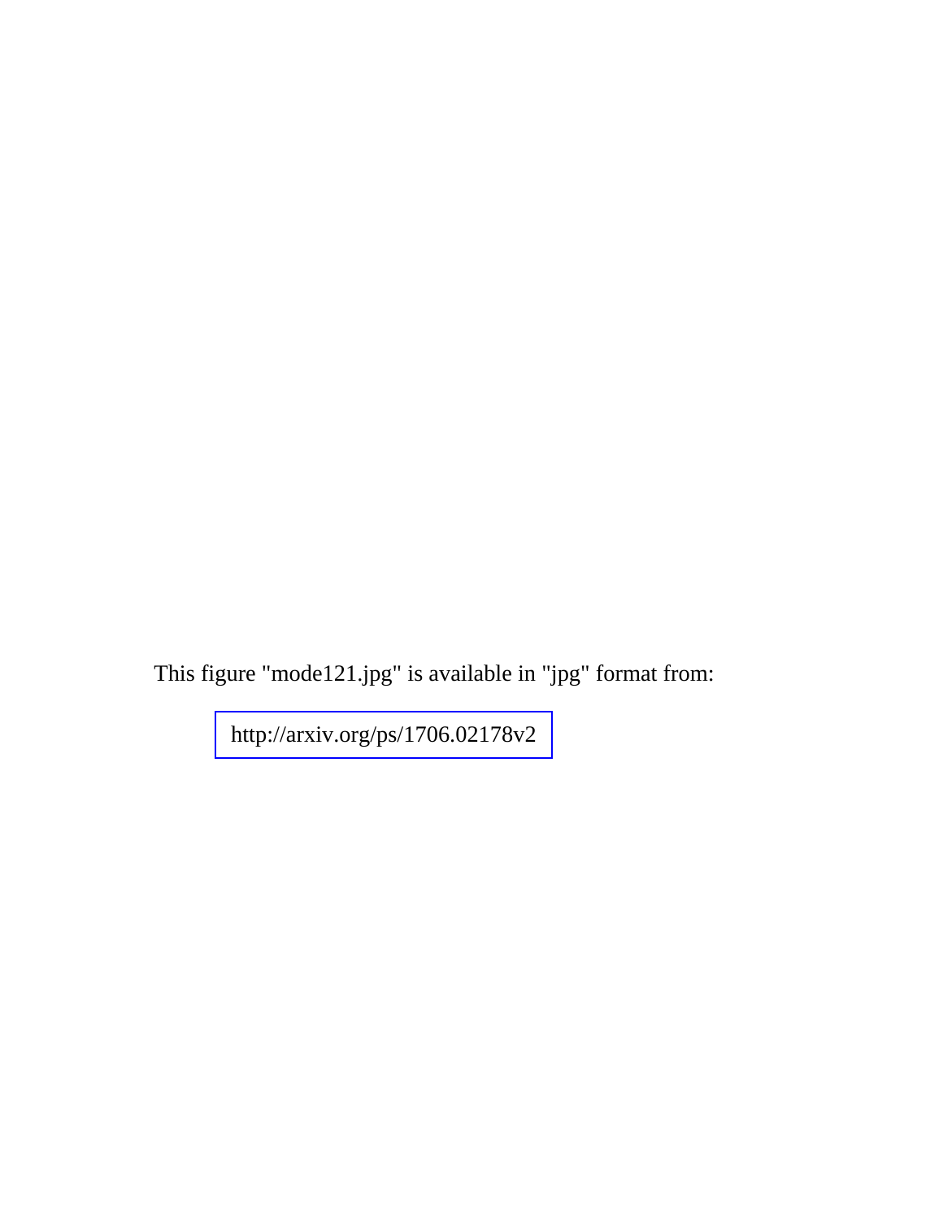This figure "mode121.jpg" is available in "jpg" format from:

http://arxiv.org/ps/1706.02178v2